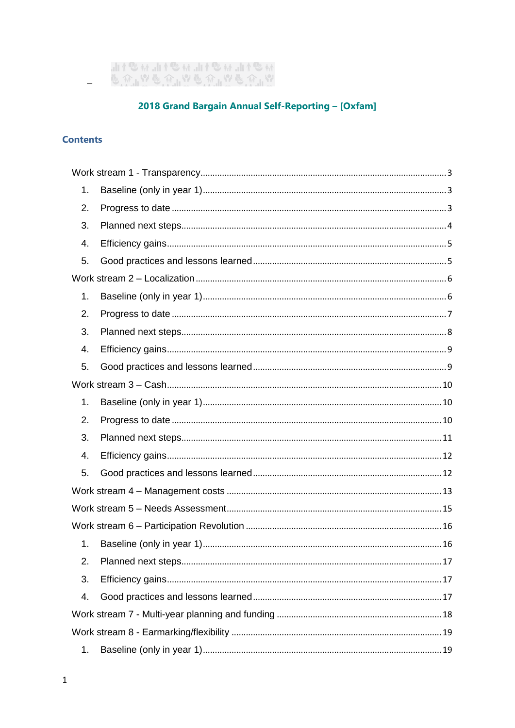## 2018 Grand Bargain Annual Self-Reporting – [Oxfam]

### Contents

Work stream 1 - Transparency ........ 3
1. Baseline (only in year 1) ........ 3
2. Progress to date ........ 3
3. Planned next steps ........ 4
4. Efficiency gains ........ 5
5. Good practices and lessons learned ........ 5

Work stream 2 – Localization ........ 6
1. Baseline (only in year 1) ........ 6
2. Progress to date ........ 7
3. Planned next steps ........ 8
4. Efficiency gains ........ 9
5. Good practices and lessons learned ........ 9

Work stream 3 – Cash ........ 10
1. Baseline (only in year 1) ........ 10
2. Progress to date ........ 10
3. Planned next steps ........ 11
4. Efficiency gains ........ 12
5. Good practices and lessons learned ........ 12

Work stream 4 – Management costs ........ 13

Work stream 5 – Needs Assessment ........ 15

Work stream 6 – Participation Revolution ........ 16
1. Baseline (only in year 1) ........ 16
2. Planned next steps ........ 17
3. Efficiency gains ........ 17
4. Good practices and lessons learned ........ 17

Work stream 7 - Multi-year planning and funding ........ 18

Work stream 8 - Earmarking/flexibility ........ 19
1. Baseline (only in year 1) ........ 19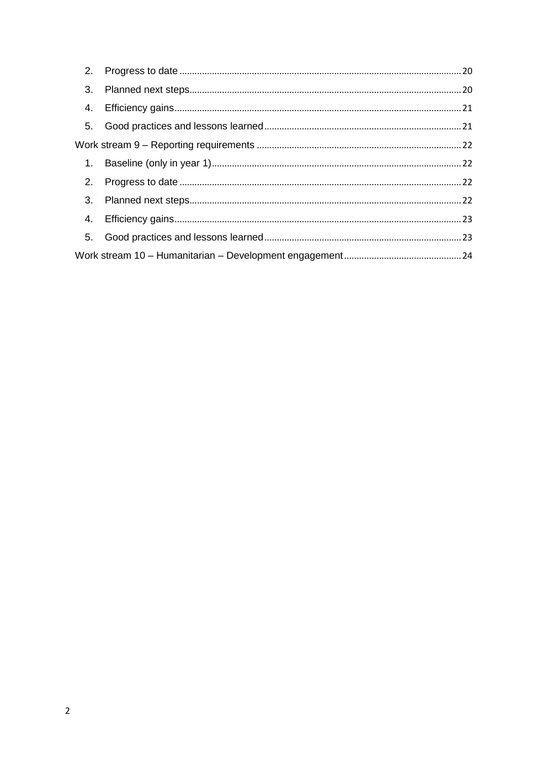2. Progress to date ........ 20
3. Planned next steps ........ 20
4. Efficiency gains ........ 21
5. Good practices and lessons learned ........ 21

Work stream 9 – Reporting requirements ........ 22

1. Baseline (only in year 1) ........ 22
2. Progress to date ........ 22
3. Planned next steps ........ 22
4. Efficiency gains ........ 23
5. Good practices and lessons learned ........ 23

Work stream 10 – Humanitarian – Development engagement ........ 24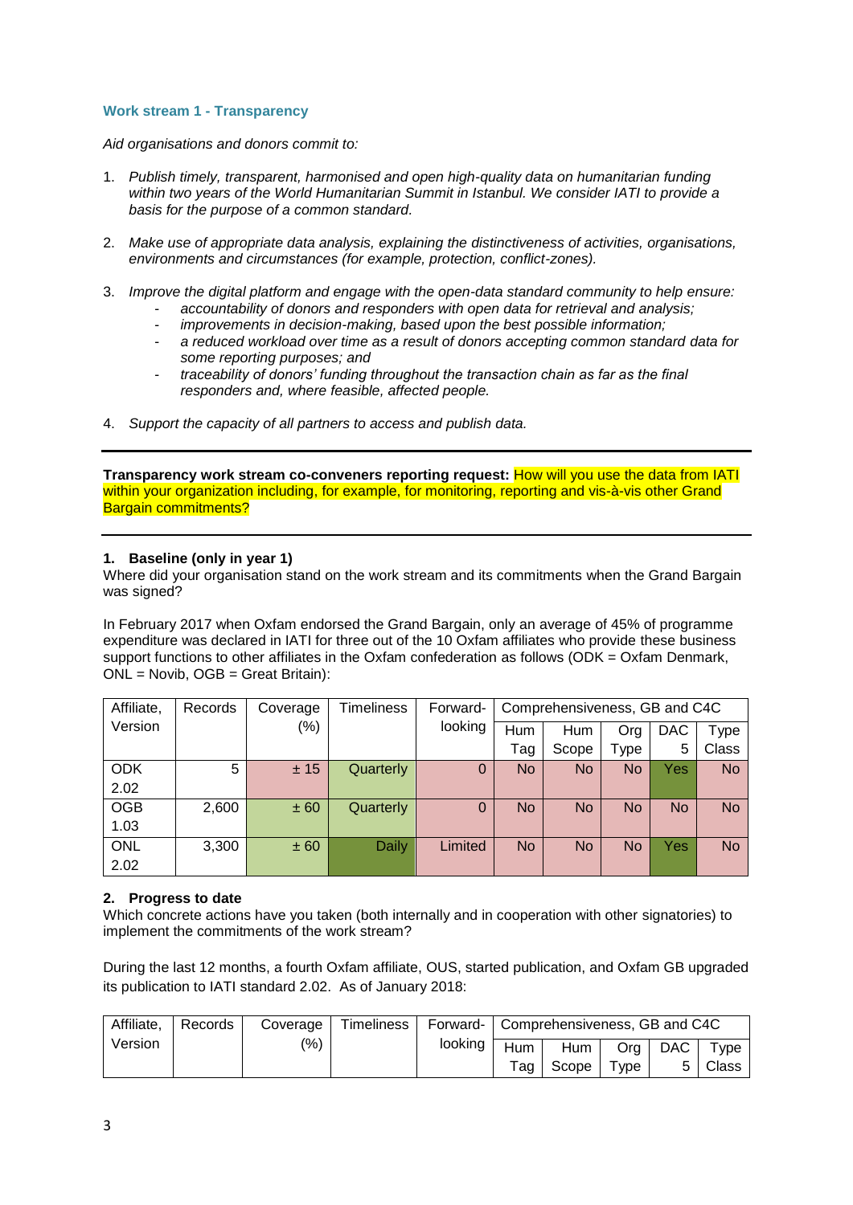### Work stream 1 - Transparency

*Aid organisations and donors commit to:*

1. *Publish timely, transparent, harmonised and open high-quality data on humanitarian funding within two years of the World Humanitarian Summit in Istanbul. We consider IATI to provide a basis for the purpose of a common standard.*
2. *Make use of appropriate data analysis, explaining the distinctiveness of activities, organisations, environments and circumstances (for example, protection, conflict-zones).*
3. *Improve the digital platform and engage with the open-data standard community to help ensure:*
   - *accountability of donors and responders with open data for retrieval and analysis;*
   - *improvements in decision-making, based upon the best possible information;*
   - *a reduced workload over time as a result of donors accepting common standard data for some reporting purposes; and*
   - *traceability of donors' funding throughout the transaction chain as far as the final responders and, where feasible, affected people.*
4. *Support the capacity of all partners to access and publish data.*

---

**Transparency work stream co-conveners reporting request:** How will you use the data from IATI within your organization including, for example, for monitoring, reporting and vis-à-vis other Grand Bargain commitments?

---

#### 1. Baseline (only in year 1)

Where did your organisation stand on the work stream and its commitments when the Grand Bargain was signed?

In February 2017 when Oxfam endorsed the Grand Bargain, only an average of 45% of programme expenditure was declared in IATI for three out of the 10 Oxfam affiliates who provide these business support functions to other affiliates in the Oxfam confederation as follows (ODK = Oxfam Denmark, ONL = Novib, OGB = Great Britain):

| Affiliate, Version | Records | Coverage (%) | Timeliness | Forward-looking | Comprehensiveness, GB and C4C | | | | |
|---|---|---|---|---|---|---|---|---|---|
| | | | | | Hum Tag | Hum Scope | Org Type | DAC 5 | Type Class |
| ODK 2.02 | 5 | ± 15 | Quarterly | 0 | No | No | No | Yes | No |
| OGB 1.03 | 2,600 | ± 60 | Quarterly | 0 | No | No | No | No | No |
| ONL 2.02 | 3,300 | ± 60 | Daily | Limited | No | No | No | Yes | No |

#### 2. Progress to date

Which concrete actions have you taken (both internally and in cooperation with other signatories) to implement the commitments of the work stream?

During the last 12 months, a fourth Oxfam affiliate, OUS, started publication, and Oxfam GB upgraded its publication to IATI standard 2.02. As of January 2018:

| Affiliate, Version | Records | Coverage (%) | Timeliness | Forward-looking | Comprehensiveness, GB and C4C | | | | |
|---|---|---|---|---|---|---|---|---|---|
| | | | | | Hum Tag | Hum Scope | Org Type | DAC 5 | Type Class |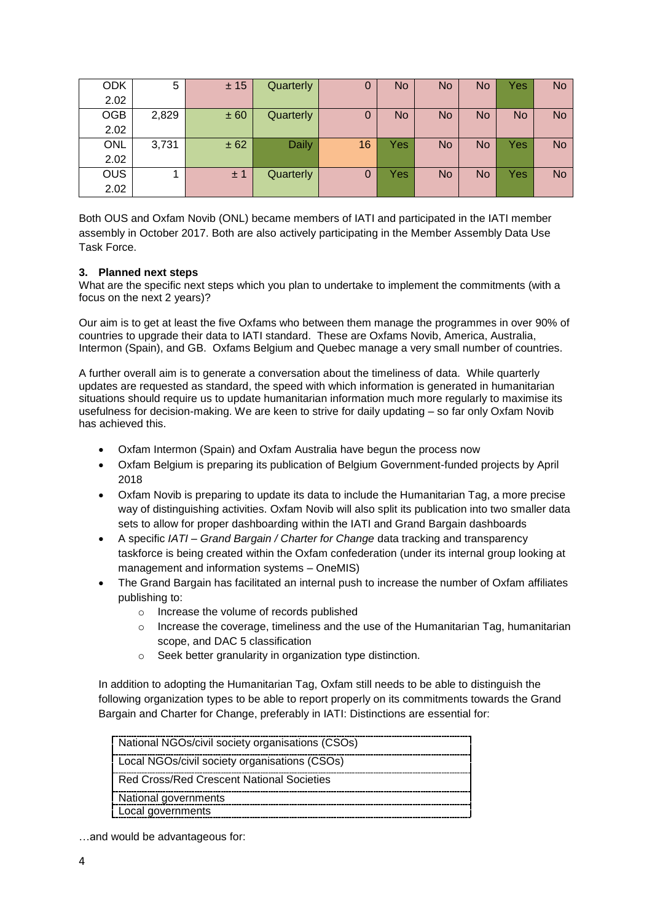| ODK 2.02 | 5 | ± 15 | Quarterly | 0 | No | No | No | Yes | No |
|---|---|---|---|---|---|---|---|---|---|
| OGB 2.02 | 2,829 | ± 60 | Quarterly | 0 | No | No | No | No | No |
| ONL 2.02 | 3,731 | ± 62 | Daily | 16 | Yes | No | No | Yes | No |
| OUS 2.02 | 1 | ± 1 | Quarterly | 0 | Yes | No | No | Yes | No |

Both OUS and Oxfam Novib (ONL) became members of IATI and participated in the IATI member assembly in October 2017. Both are also actively participating in the Member Assembly Data Use Task Force.

### 3. Planned next steps

What are the specific next steps which you plan to undertake to implement the commitments (with a focus on the next 2 years)?

Our aim is to get at least the five Oxfams who between them manage the programmes in over 90% of countries to upgrade their data to IATI standard. These are Oxfams Novib, America, Australia, Intermon (Spain), and GB. Oxfams Belgium and Quebec manage a very small number of countries.

A further overall aim is to generate a conversation about the timeliness of data. While quarterly updates are requested as standard, the speed with which information is generated in humanitarian situations should require us to update humanitarian information much more regularly to maximise its usefulness for decision-making. We are keen to strive for daily updating – so far only Oxfam Novib has achieved this.

- Oxfam Intermon (Spain) and Oxfam Australia have begun the process now
- Oxfam Belgium is preparing its publication of Belgium Government-funded projects by April 2018
- Oxfam Novib is preparing to update its data to include the Humanitarian Tag, a more precise way of distinguishing activities. Oxfam Novib will also split its publication into two smaller data sets to allow for proper dashboarding within the IATI and Grand Bargain dashboards
- A specific *IATI – Grand Bargain / Charter for Change* data tracking and transparency taskforce is being created within the Oxfam confederation (under its internal group looking at management and information systems – OneMIS)
- The Grand Bargain has facilitated an internal push to increase the number of Oxfam affiliates publishing to:
    - Increase the volume of records published
    - Increase the coverage, timeliness and the use of the Humanitarian Tag, humanitarian scope, and DAC 5 classification
    - Seek better granularity in organization type distinction.

In addition to adopting the Humanitarian Tag, Oxfam still needs to be able to distinguish the following organization types to be able to report properly on its commitments towards the Grand Bargain and Charter for Change, preferably in IATI: Distinctions are essential for:

| National NGOs/civil society organisations (CSOs) |
|---|
| Local NGOs/civil society organisations (CSOs) |
| Red Cross/Red Crescent National Societies |
| National governments |
| Local governments |

…and would be advantageous for: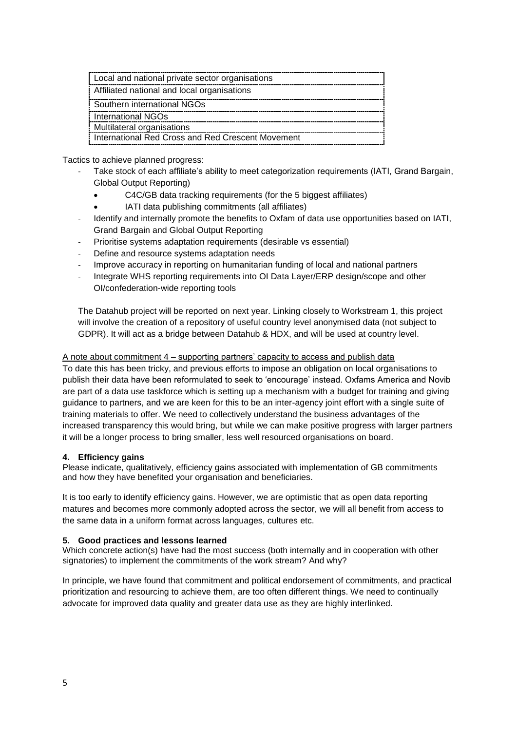| Local and national private sector organisations |
|---|
| Affiliated national and local organisations |
| Southern international NGOs |
| International NGOs |
| Multilateral organisations |
| International Red Cross and Red Crescent Movement |

Tactics to achieve planned progress:

- Take stock of each affiliate's ability to meet categorization requirements (IATI, Grand Bargain, Global Output Reporting)
    - C4C/GB data tracking requirements (for the 5 biggest affiliates)
    - IATI data publishing commitments (all affiliates)
- Identify and internally promote the benefits to Oxfam of data use opportunities based on IATI, Grand Bargain and Global Output Reporting
- Prioritise systems adaptation requirements (desirable vs essential)
- Define and resource systems adaptation needs
- Improve accuracy in reporting on humanitarian funding of local and national partners
- Integrate WHS reporting requirements into OI Data Layer/ERP design/scope and other OI/confederation-wide reporting tools

The Datahub project will be reported on next year. Linking closely to Workstream 1, this project will involve the creation of a repository of useful country level anonymised data (not subject to GDPR). It will act as a bridge between Datahub & HDX, and will be used at country level.

A note about commitment 4 – supporting partners' capacity to access and publish data

To date this has been tricky, and previous efforts to impose an obligation on local organisations to publish their data have been reformulated to seek to 'encourage' instead. Oxfams America and Novib are part of a data use taskforce which is setting up a mechanism with a budget for training and giving guidance to partners, and we are keen for this to be an inter-agency joint effort with a single suite of training materials to offer. We need to collectively understand the business advantages of the increased transparency this would bring, but while we can make positive progress with larger partners it will be a longer process to bring smaller, less well resourced organisations on board.

### 4. Efficiency gains

Please indicate, qualitatively, efficiency gains associated with implementation of GB commitments and how they have benefited your organisation and beneficiaries.

It is too early to identify efficiency gains. However, we are optimistic that as open data reporting matures and becomes more commonly adopted across the sector, we will all benefit from access to the same data in a uniform format across languages, cultures etc.

### 5. Good practices and lessons learned

Which concrete action(s) have had the most success (both internally and in cooperation with other signatories) to implement the commitments of the work stream? And why?

In principle, we have found that commitment and political endorsement of commitments, and practical prioritization and resourcing to achieve them, are too often different things. We need to continually advocate for improved data quality and greater data use as they are highly interlinked.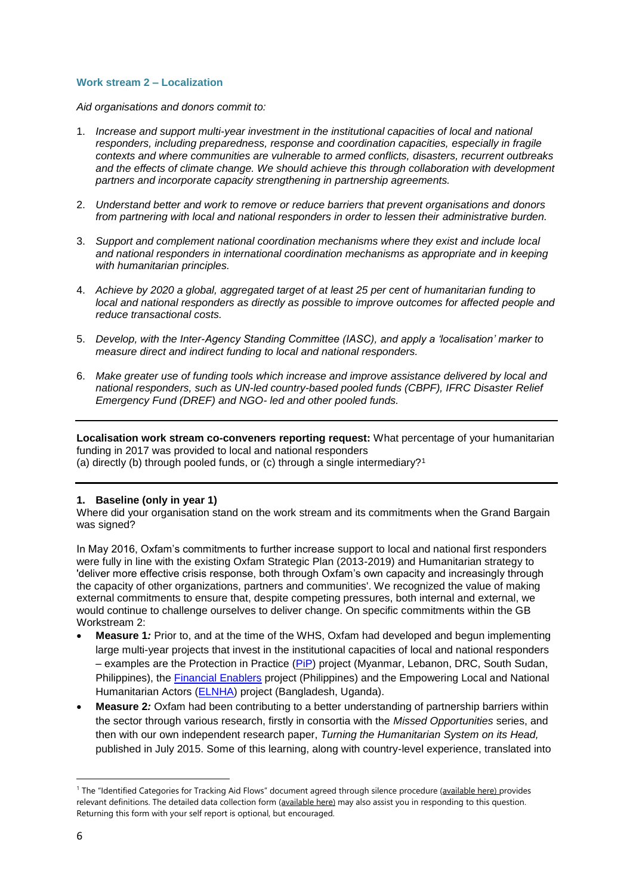### Work stream 2 – Localization

*Aid organisations and donors commit to:*

1. *Increase and support multi-year investment in the institutional capacities of local and national responders, including preparedness, response and coordination capacities, especially in fragile contexts and where communities are vulnerable to armed conflicts, disasters, recurrent outbreaks and the effects of climate change. We should achieve this through collaboration with development partners and incorporate capacity strengthening in partnership agreements.*

2. *Understand better and work to remove or reduce barriers that prevent organisations and donors from partnering with local and national responders in order to lessen their administrative burden.*

3. *Support and complement national coordination mechanisms where they exist and include local and national responders in international coordination mechanisms as appropriate and in keeping with humanitarian principles.*

4. *Achieve by 2020 a global, aggregated target of at least 25 per cent of humanitarian funding to local and national responders as directly as possible to improve outcomes for affected people and reduce transactional costs.*

5. *Develop, with the Inter-Agency Standing Committee (IASC), and apply a 'localisation' marker to measure direct and indirect funding to local and national responders.*

6. *Make greater use of funding tools which increase and improve assistance delivered by local and national responders, such as UN-led country-based pooled funds (CBPF), IFRC Disaster Relief Emergency Fund (DREF) and NGO- led and other pooled funds.*

---

**Localisation work stream co-conveners reporting request:** What percentage of your humanitarian funding in 2017 was provided to local and national responders
(a) directly (b) through pooled funds, or (c) through a single intermediary?[1]

---

**1. Baseline (only in year 1)**

Where did your organisation stand on the work stream and its commitments when the Grand Bargain was signed?

In May 2016, Oxfam's commitments to further increase support to local and national first responders were fully in line with the existing Oxfam Strategic Plan (2013-2019) and Humanitarian strategy to 'deliver more effective crisis response, both through Oxfam's own capacity and increasingly through the capacity of other organizations, partners and communities'. We recognized the value of making external commitments to ensure that, despite competing pressures, both internal and external, we would continue to challenge ourselves to deliver change. On specific commitments within the GB Workstream 2:

- **Measure 1***:* Prior to, and at the time of the WHS, Oxfam had developed and begun implementing large multi-year projects that invest in the institutional capacities of local and national responders – examples are the Protection in Practice (PiP) project (Myanmar, Lebanon, DRC, South Sudan, Philippines), the Financial Enablers project (Philippines) and the Empowering Local and National Humanitarian Actors (ELNHA) project (Bangladesh, Uganda).
- **Measure 2***:* Oxfam had been contributing to a better understanding of partnership barriers within the sector through various research, firstly in consortia with the *Missed Opportunities* series, and then with our own independent research paper, *Turning the Humanitarian System on its Head,* published in July 2015. Some of this learning, along with country-level experience, translated into

[1] The "Identified Categories for Tracking Aid Flows" document agreed through silence procedure (available here) provides relevant definitions. The detailed data collection form (available here) may also assist you in responding to this question. Returning this form with your self report is optional, but encouraged.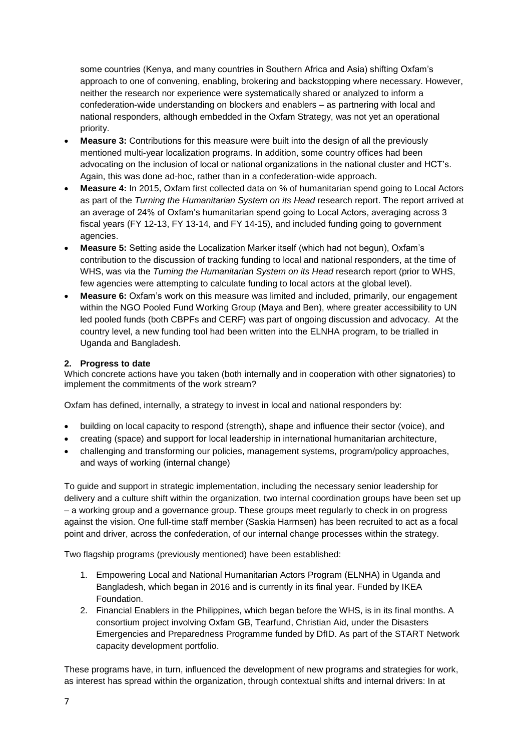some countries (Kenya, and many countries in Southern Africa and Asia) shifting Oxfam's approach to one of convening, enabling, brokering and backstopping where necessary. However, neither the research nor experience were systematically shared or analyzed to inform a confederation-wide understanding on blockers and enablers – as partnering with local and national responders, although embedded in the Oxfam Strategy, was not yet an operational priority.

- **Measure 3:** Contributions for this measure were built into the design of all the previously mentioned multi-year localization programs. In addition, some country offices had been advocating on the inclusion of local or national organizations in the national cluster and HCT's. Again, this was done ad-hoc, rather than in a confederation-wide approach.
- **Measure 4:** In 2015, Oxfam first collected data on % of humanitarian spend going to Local Actors as part of the *Turning the Humanitarian System on its Head* research report. The report arrived at an average of 24% of Oxfam's humanitarian spend going to Local Actors, averaging across 3 fiscal years (FY 12-13, FY 13-14, and FY 14-15), and included funding going to government agencies.
- **Measure 5:** Setting aside the Localization Marker itself (which had not begun), Oxfam's contribution to the discussion of tracking funding to local and national responders, at the time of WHS, was via the *Turning the Humanitarian System on its Head* research report (prior to WHS, few agencies were attempting to calculate funding to local actors at the global level).
- **Measure 6:** Oxfam's work on this measure was limited and included, primarily, our engagement within the NGO Pooled Fund Working Group (Maya and Ben), where greater accessibility to UN led pooled funds (both CBPFs and CERF) was part of ongoing discussion and advocacy. At the country level, a new funding tool had been written into the ELNHA program, to be trialled in Uganda and Bangladesh.

**2. Progress to date**

Which concrete actions have you taken (both internally and in cooperation with other signatories) to implement the commitments of the work stream?

Oxfam has defined, internally, a strategy to invest in local and national responders by:

- building on local capacity to respond (strength), shape and influence their sector (voice), and
- creating (space) and support for local leadership in international humanitarian architecture,
- challenging and transforming our policies, management systems, program/policy approaches, and ways of working (internal change)

To guide and support in strategic implementation, including the necessary senior leadership for delivery and a culture shift within the organization, two internal coordination groups have been set up – a working group and a governance group. These groups meet regularly to check in on progress against the vision. One full-time staff member (Saskia Harmsen) has been recruited to act as a focal point and driver, across the confederation, of our internal change processes within the strategy.

Two flagship programs (previously mentioned) have been established:

1. Empowering Local and National Humanitarian Actors Program (ELNHA) in Uganda and Bangladesh, which began in 2016 and is currently in its final year. Funded by IKEA Foundation.
2. Financial Enablers in the Philippines, which began before the WHS, is in its final months. A consortium project involving Oxfam GB, Tearfund, Christian Aid, under the Disasters Emergencies and Preparedness Programme funded by DfID. As part of the START Network capacity development portfolio.

These programs have, in turn, influenced the development of new programs and strategies for work, as interest has spread within the organization, through contextual shifts and internal drivers: In at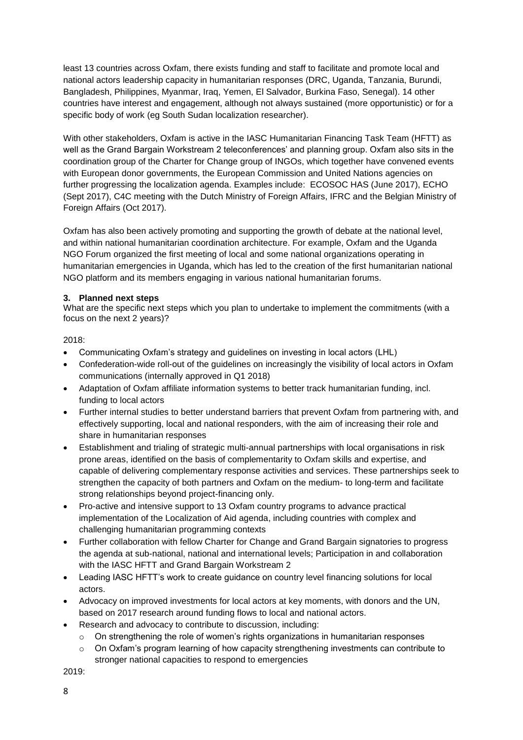least 13 countries across Oxfam, there exists funding and staff to facilitate and promote local and national actors leadership capacity in humanitarian responses (DRC, Uganda, Tanzania, Burundi, Bangladesh, Philippines, Myanmar, Iraq, Yemen, El Salvador, Burkina Faso, Senegal). 14 other countries have interest and engagement, although not always sustained (more opportunistic) or for a specific body of work (eg South Sudan localization researcher).

With other stakeholders, Oxfam is active in the IASC Humanitarian Financing Task Team (HFTT) as well as the Grand Bargain Workstream 2 teleconferences' and planning group. Oxfam also sits in the coordination group of the Charter for Change group of INGOs, which together have convened events with European donor governments, the European Commission and United Nations agencies on further progressing the localization agenda. Examples include: ECOSOC HAS (June 2017), ECHO (Sept 2017), C4C meeting with the Dutch Ministry of Foreign Affairs, IFRC and the Belgian Ministry of Foreign Affairs (Oct 2017).

Oxfam has also been actively promoting and supporting the growth of debate at the national level, and within national humanitarian coordination architecture. For example, Oxfam and the Uganda NGO Forum organized the first meeting of local and some national organizations operating in humanitarian emergencies in Uganda, which has led to the creation of the first humanitarian national NGO platform and its members engaging in various national humanitarian forums.

### 3. Planned next steps

What are the specific next steps which you plan to undertake to implement the commitments (with a focus on the next 2 years)?

2018:

- Communicating Oxfam's strategy and guidelines on investing in local actors (LHL)
- Confederation-wide roll-out of the guidelines on increasingly the visibility of local actors in Oxfam communications (internally approved in Q1 2018)
- Adaptation of Oxfam affiliate information systems to better track humanitarian funding, incl. funding to local actors
- Further internal studies to better understand barriers that prevent Oxfam from partnering with, and effectively supporting, local and national responders, with the aim of increasing their role and share in humanitarian responses
- Establishment and trialing of strategic multi-annual partnerships with local organisations in risk prone areas, identified on the basis of complementarity to Oxfam skills and expertise, and capable of delivering complementary response activities and services. These partnerships seek to strengthen the capacity of both partners and Oxfam on the medium- to long-term and facilitate strong relationships beyond project-financing only.
- Pro-active and intensive support to 13 Oxfam country programs to advance practical implementation of the Localization of Aid agenda, including countries with complex and challenging humanitarian programming contexts
- Further collaboration with fellow Charter for Change and Grand Bargain signatories to progress the agenda at sub-national, national and international levels; Participation in and collaboration with the IASC HFTT and Grand Bargain Workstream 2
- Leading IASC HFTT's work to create guidance on country level financing solutions for local actors.
- Advocacy on improved investments for local actors at key moments, with donors and the UN, based on 2017 research around funding flows to local and national actors.
- Research and advocacy to contribute to discussion, including:
  - On strengthening the role of women's rights organizations in humanitarian responses
  - On Oxfam's program learning of how capacity strengthening investments can contribute to stronger national capacities to respond to emergencies

2019: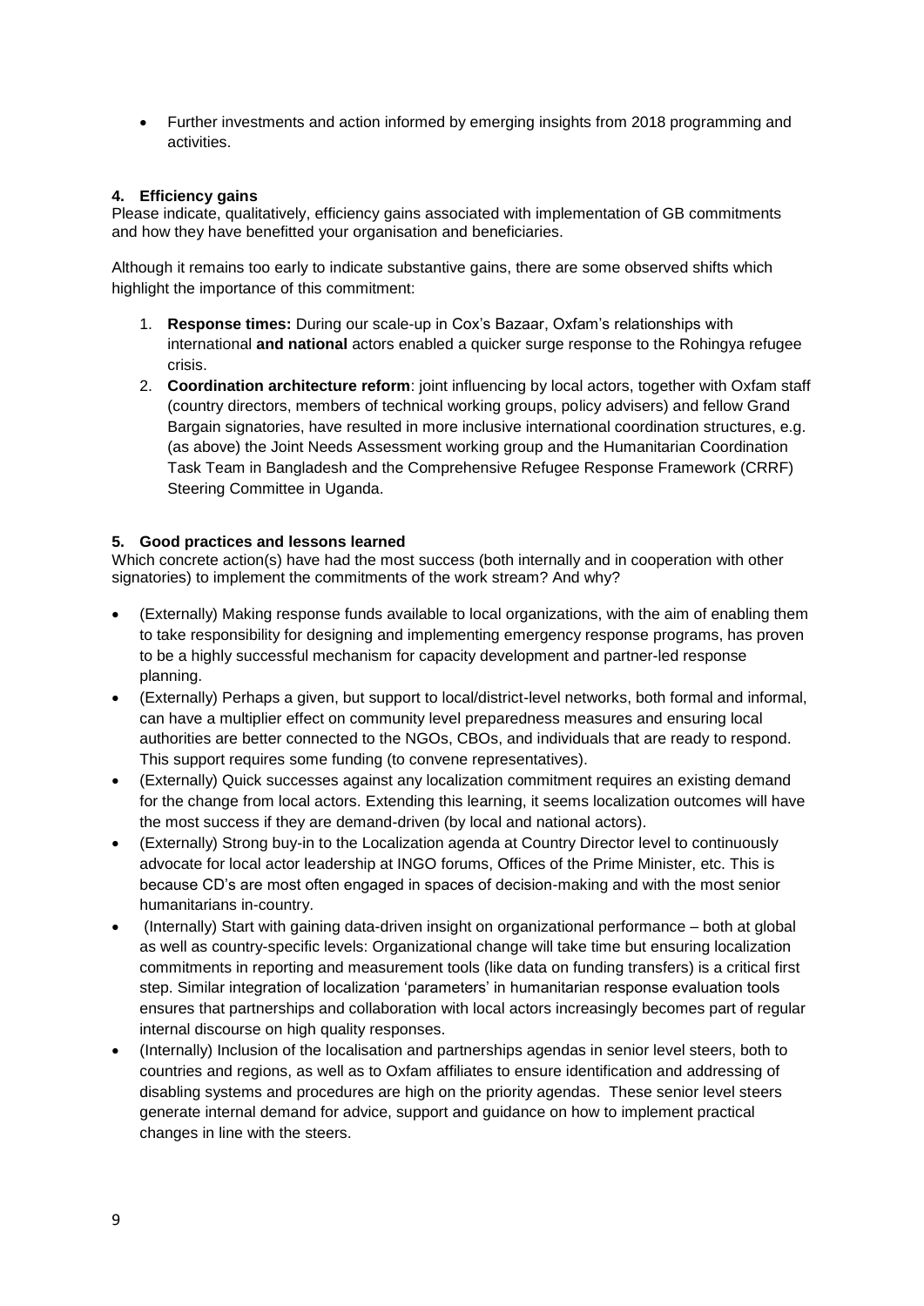- Further investments and action informed by emerging insights from 2018 programming and activities.

#### 4. Efficiency gains

Please indicate, qualitatively, efficiency gains associated with implementation of GB commitments and how they have benefitted your organisation and beneficiaries.

Although it remains too early to indicate substantive gains, there are some observed shifts which highlight the importance of this commitment:

1. **Response times:** During our scale-up in Cox's Bazaar, Oxfam's relationships with international **and national** actors enabled a quicker surge response to the Rohingya refugee crisis.
2. **Coordination architecture reform**: joint influencing by local actors, together with Oxfam staff (country directors, members of technical working groups, policy advisers) and fellow Grand Bargain signatories, have resulted in more inclusive international coordination structures, e.g. (as above) the Joint Needs Assessment working group and the Humanitarian Coordination Task Team in Bangladesh and the Comprehensive Refugee Response Framework (CRRF) Steering Committee in Uganda.

#### 5. Good practices and lessons learned

Which concrete action(s) have had the most success (both internally and in cooperation with other signatories) to implement the commitments of the work stream? And why?

- (Externally) Making response funds available to local organizations, with the aim of enabling them to take responsibility for designing and implementing emergency response programs, has proven to be a highly successful mechanism for capacity development and partner-led response planning.
- (Externally) Perhaps a given, but support to local/district-level networks, both formal and informal, can have a multiplier effect on community level preparedness measures and ensuring local authorities are better connected to the NGOs, CBOs, and individuals that are ready to respond. This support requires some funding (to convene representatives).
- (Externally) Quick successes against any localization commitment requires an existing demand for the change from local actors. Extending this learning, it seems localization outcomes will have the most success if they are demand-driven (by local and national actors).
- (Externally) Strong buy-in to the Localization agenda at Country Director level to continuously advocate for local actor leadership at INGO forums, Offices of the Prime Minister, etc. This is because CD's are most often engaged in spaces of decision-making and with the most senior humanitarians in-country.
- (Internally) Start with gaining data-driven insight on organizational performance – both at global as well as country-specific levels: Organizational change will take time but ensuring localization commitments in reporting and measurement tools (like data on funding transfers) is a critical first step. Similar integration of localization 'parameters' in humanitarian response evaluation tools ensures that partnerships and collaboration with local actors increasingly becomes part of regular internal discourse on high quality responses.
- (Internally) Inclusion of the localisation and partnerships agendas in senior level steers, both to countries and regions, as well as to Oxfam affiliates to ensure identification and addressing of disabling systems and procedures are high on the priority agendas. These senior level steers generate internal demand for advice, support and guidance on how to implement practical changes in line with the steers.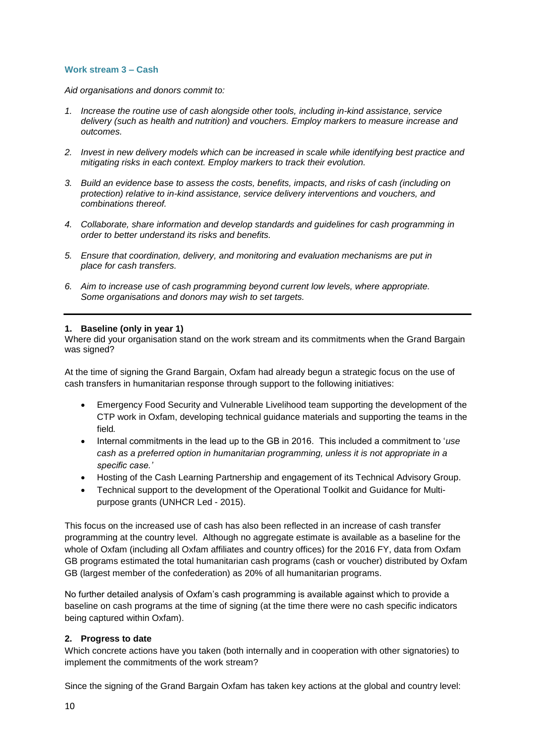### Work stream 3 – Cash

*Aid organisations and donors commit to:*

1. *Increase the routine use of cash alongside other tools, including in-kind assistance, service delivery (such as health and nutrition) and vouchers. Employ markers to measure increase and outcomes.*
2. *Invest in new delivery models which can be increased in scale while identifying best practice and mitigating risks in each context. Employ markers to track their evolution.*
3. *Build an evidence base to assess the costs, benefits, impacts, and risks of cash (including on protection) relative to in-kind assistance, service delivery interventions and vouchers, and combinations thereof.*
4. *Collaborate, share information and develop standards and guidelines for cash programming in order to better understand its risks and benefits.*
5. *Ensure that coordination, delivery, and monitoring and evaluation mechanisms are put in place for cash transfers.*
6. *Aim to increase use of cash programming beyond current low levels, where appropriate. Some organisations and donors may wish to set targets.*

---

**1. Baseline (only in year 1)**

Where did your organisation stand on the work stream and its commitments when the Grand Bargain was signed?

At the time of signing the Grand Bargain, Oxfam had already begun a strategic focus on the use of cash transfers in humanitarian response through support to the following initiatives:

- Emergency Food Security and Vulnerable Livelihood team supporting the development of the CTP work in Oxfam, developing technical guidance materials and supporting the teams in the field*.*
- Internal commitments in the lead up to the GB in 2016. This included a commitment to '*use cash as a preferred option in humanitarian programming, unless it is not appropriate in a specific case.'*
- Hosting of the Cash Learning Partnership and engagement of its Technical Advisory Group.
- Technical support to the development of the Operational Toolkit and Guidance for Multi-purpose grants (UNHCR Led - 2015).

This focus on the increased use of cash has also been reflected in an increase of cash transfer programming at the country level. Although no aggregate estimate is available as a baseline for the whole of Oxfam (including all Oxfam affiliates and country offices) for the 2016 FY, data from Oxfam GB programs estimated the total humanitarian cash programs (cash or voucher) distributed by Oxfam GB (largest member of the confederation) as 20% of all humanitarian programs.

No further detailed analysis of Oxfam's cash programming is available against which to provide a baseline on cash programs at the time of signing (at the time there were no cash specific indicators being captured within Oxfam).

**2. Progress to date**

Which concrete actions have you taken (both internally and in cooperation with other signatories) to implement the commitments of the work stream?

Since the signing of the Grand Bargain Oxfam has taken key actions at the global and country level: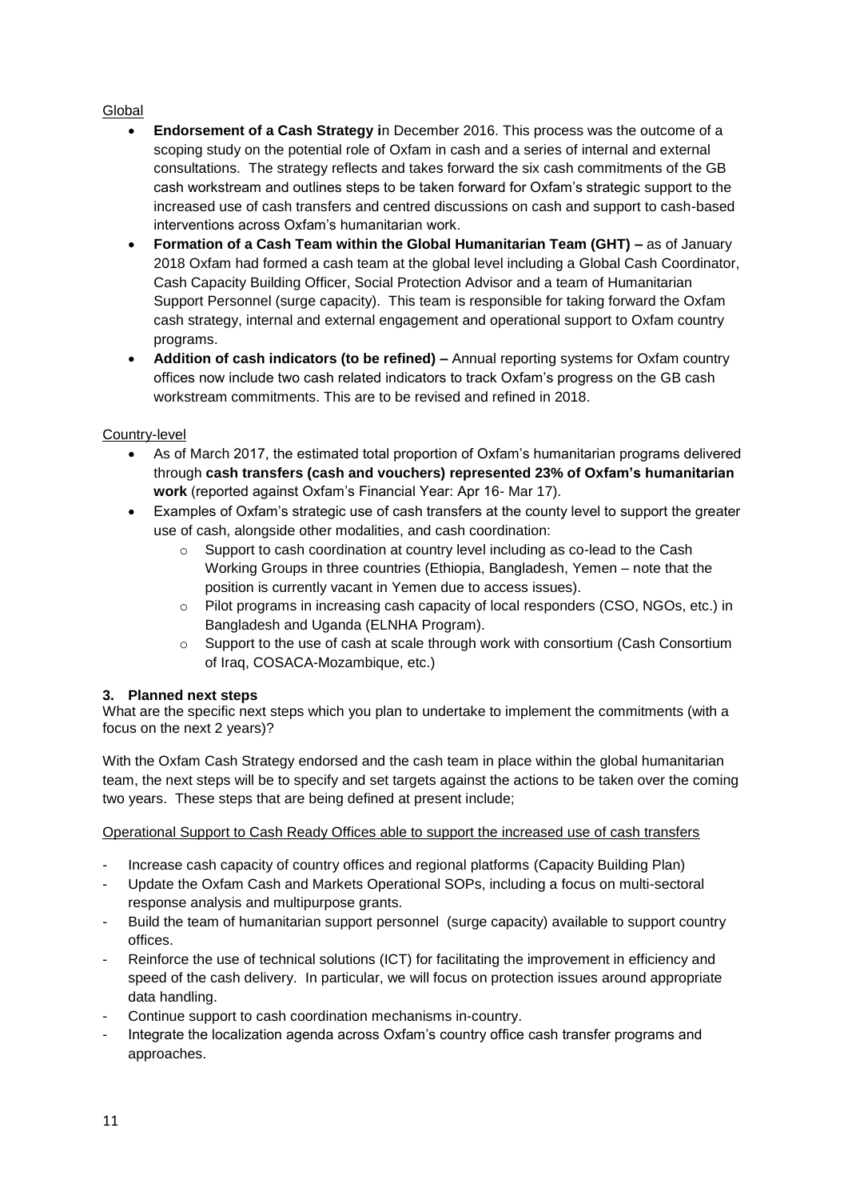Global

- **Endorsement of a Cash Strategy i**n December 2016. This process was the outcome of a scoping study on the potential role of Oxfam in cash and a series of internal and external consultations. The strategy reflects and takes forward the six cash commitments of the GB cash workstream and outlines steps to be taken forward for Oxfam's strategic support to the increased use of cash transfers and centred discussions on cash and support to cash-based interventions across Oxfam's humanitarian work.
- **Formation of a Cash Team within the Global Humanitarian Team (GHT) –** as of January 2018 Oxfam had formed a cash team at the global level including a Global Cash Coordinator, Cash Capacity Building Officer, Social Protection Advisor and a team of Humanitarian Support Personnel (surge capacity). This team is responsible for taking forward the Oxfam cash strategy, internal and external engagement and operational support to Oxfam country programs.
- **Addition of cash indicators (to be refined) –** Annual reporting systems for Oxfam country offices now include two cash related indicators to track Oxfam's progress on the GB cash workstream commitments. This are to be revised and refined in 2018.

Country-level

- As of March 2017, the estimated total proportion of Oxfam's humanitarian programs delivered through **cash transfers (cash and vouchers) represented 23% of Oxfam's humanitarian work** (reported against Oxfam's Financial Year: Apr 16- Mar 17).
- Examples of Oxfam's strategic use of cash transfers at the county level to support the greater use of cash, alongside other modalities, and cash coordination:
  - Support to cash coordination at country level including as co-lead to the Cash Working Groups in three countries (Ethiopia, Bangladesh, Yemen – note that the position is currently vacant in Yemen due to access issues).
  - Pilot programs in increasing cash capacity of local responders (CSO, NGOs, etc.) in Bangladesh and Uganda (ELNHA Program).
  - Support to the use of cash at scale through work with consortium (Cash Consortium of Iraq, COSACA-Mozambique, etc.)

### 3. Planned next steps

What are the specific next steps which you plan to undertake to implement the commitments (with a focus on the next 2 years)?

With the Oxfam Cash Strategy endorsed and the cash team in place within the global humanitarian team, the next steps will be to specify and set targets against the actions to be taken over the coming two years. These steps that are being defined at present include;

Operational Support to Cash Ready Offices able to support the increased use of cash transfers

- Increase cash capacity of country offices and regional platforms (Capacity Building Plan)
- Update the Oxfam Cash and Markets Operational SOPs, including a focus on multi-sectoral response analysis and multipurpose grants.
- Build the team of humanitarian support personnel (surge capacity) available to support country offices.
- Reinforce the use of technical solutions (ICT) for facilitating the improvement in efficiency and speed of the cash delivery. In particular, we will focus on protection issues around appropriate data handling.
- Continue support to cash coordination mechanisms in-country.
- Integrate the localization agenda across Oxfam's country office cash transfer programs and approaches.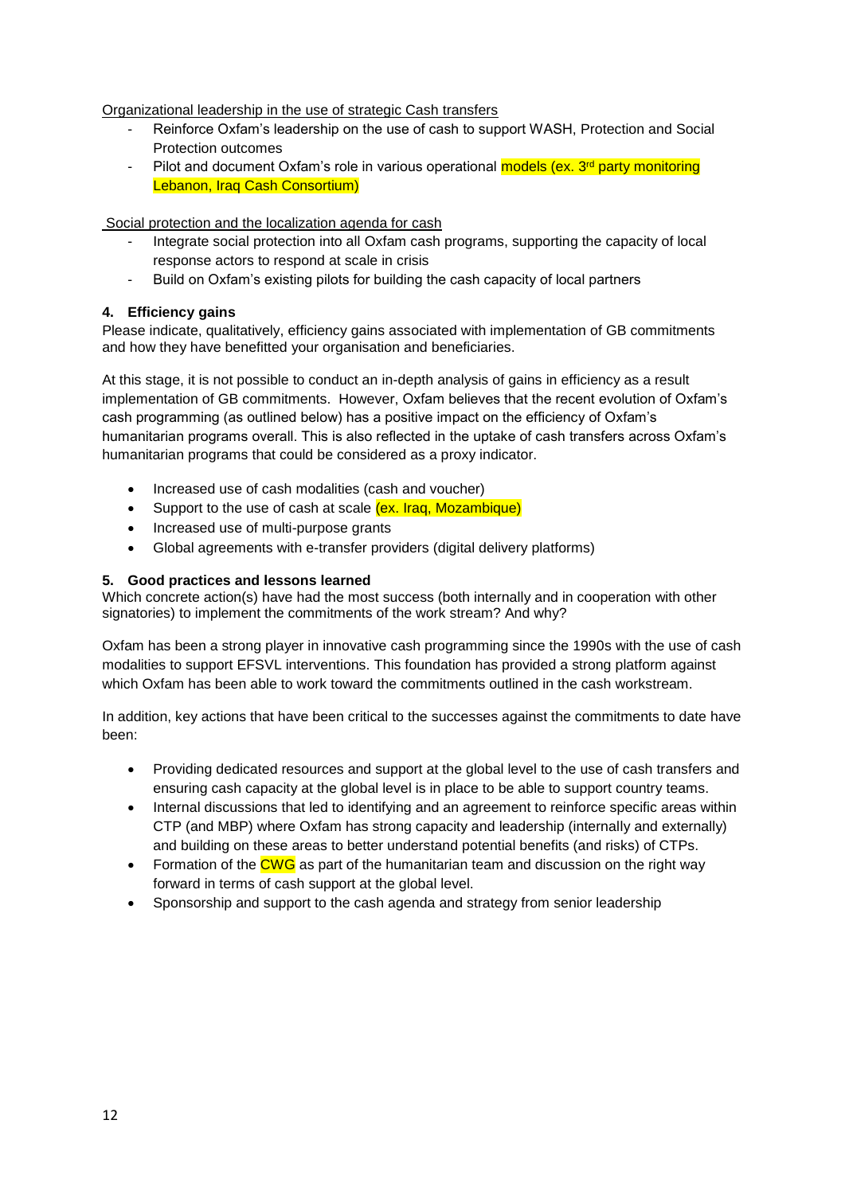Organizational leadership in the use of strategic Cash transfers

- Reinforce Oxfam's leadership on the use of cash to support WASH, Protection and Social Protection outcomes
- Pilot and document Oxfam's role in various operational models (ex. 3rd party monitoring Lebanon, Iraq Cash Consortium)

Social protection and the localization agenda for cash

- Integrate social protection into all Oxfam cash programs, supporting the capacity of local response actors to respond at scale in crisis
- Build on Oxfam's existing pilots for building the cash capacity of local partners

**4. Efficiency gains**

Please indicate, qualitatively, efficiency gains associated with implementation of GB commitments and how they have benefitted your organisation and beneficiaries.

At this stage, it is not possible to conduct an in-depth analysis of gains in efficiency as a result implementation of GB commitments. However, Oxfam believes that the recent evolution of Oxfam's cash programming (as outlined below) has a positive impact on the efficiency of Oxfam's humanitarian programs overall. This is also reflected in the uptake of cash transfers across Oxfam's humanitarian programs that could be considered as a proxy indicator.

- Increased use of cash modalities (cash and voucher)
- Support to the use of cash at scale (ex. Iraq, Mozambique)
- Increased use of multi-purpose grants
- Global agreements with e-transfer providers (digital delivery platforms)

**5. Good practices and lessons learned**

Which concrete action(s) have had the most success (both internally and in cooperation with other signatories) to implement the commitments of the work stream? And why?

Oxfam has been a strong player in innovative cash programming since the 1990s with the use of cash modalities to support EFSVL interventions. This foundation has provided a strong platform against which Oxfam has been able to work toward the commitments outlined in the cash workstream.

In addition, key actions that have been critical to the successes against the commitments to date have been:

- Providing dedicated resources and support at the global level to the use of cash transfers and ensuring cash capacity at the global level is in place to be able to support country teams.
- Internal discussions that led to identifying and an agreement to reinforce specific areas within CTP (and MBP) where Oxfam has strong capacity and leadership (internally and externally) and building on these areas to better understand potential benefits (and risks) of CTPs.
- Formation of the CWG as part of the humanitarian team and discussion on the right way forward in terms of cash support at the global level.
- Sponsorship and support to the cash agenda and strategy from senior leadership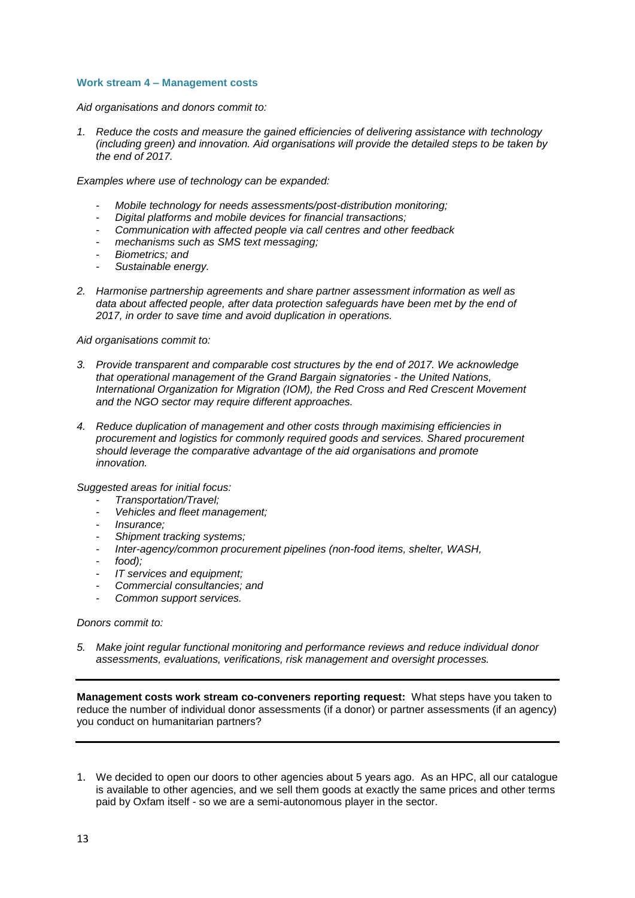### Work stream 4 – Management costs

*Aid organisations and donors commit to:*

1. *Reduce the costs and measure the gained efficiencies of delivering assistance with technology (including green) and innovation. Aid organisations will provide the detailed steps to be taken by the end of 2017.*

*Examples where use of technology can be expanded:*

- *Mobile technology for needs assessments/post-distribution monitoring;*
- *Digital platforms and mobile devices for financial transactions;*
- *Communication with affected people via call centres and other feedback*
- *mechanisms such as SMS text messaging;*
- *Biometrics; and*
- *Sustainable energy.*

2. *Harmonise partnership agreements and share partner assessment information as well as data about affected people, after data protection safeguards have been met by the end of 2017, in order to save time and avoid duplication in operations.*

*Aid organisations commit to:*

3. *Provide transparent and comparable cost structures by the end of 2017. We acknowledge that operational management of the Grand Bargain signatories - the United Nations, International Organization for Migration (IOM), the Red Cross and Red Crescent Movement and the NGO sector may require different approaches.*

4. *Reduce duplication of management and other costs through maximising efficiencies in procurement and logistics for commonly required goods and services. Shared procurement should leverage the comparative advantage of the aid organisations and promote innovation.*

*Suggested areas for initial focus:*

- *Transportation/Travel;*
- *Vehicles and fleet management;*
- *Insurance;*
- *Shipment tracking systems;*
- *Inter-agency/common procurement pipelines (non-food items, shelter, WASH,*
- *food);*
- *IT services and equipment;*
- *Commercial consultancies; and*
- *Common support services.*

*Donors commit to:*

5. *Make joint regular functional monitoring and performance reviews and reduce individual donor assessments, evaluations, verifications, risk management and oversight processes.*

---

**Management costs work stream co-conveners reporting request:** What steps have you taken to reduce the number of individual donor assessments (if a donor) or partner assessments (if an agency) you conduct on humanitarian partners?

---

1. We decided to open our doors to other agencies about 5 years ago. As an HPC, all our catalogue is available to other agencies, and we sell them goods at exactly the same prices and other terms paid by Oxfam itself - so we are a semi-autonomous player in the sector.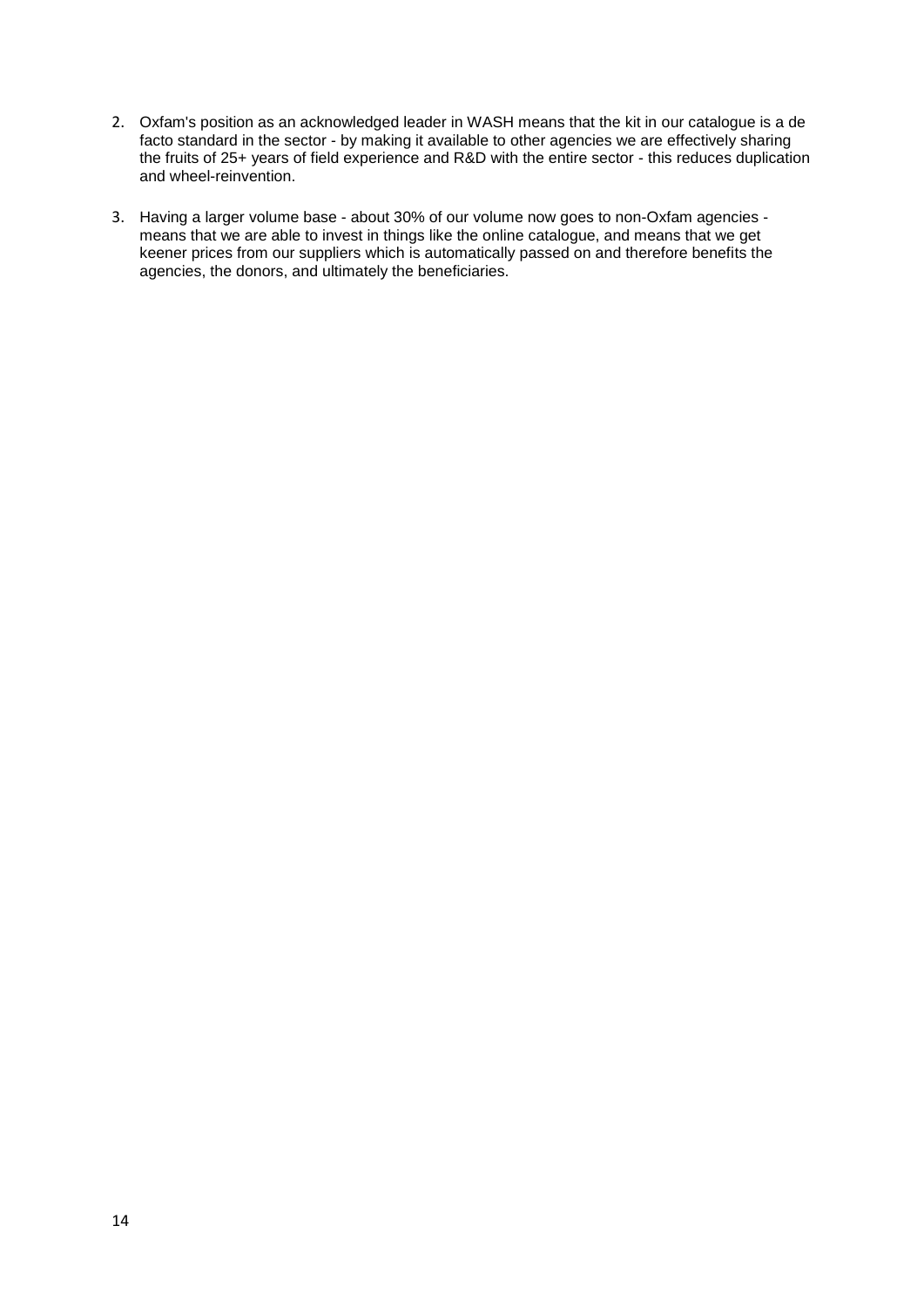2. Oxfam's position as an acknowledged leader in WASH means that the kit in our catalogue is a de facto standard in the sector - by making it available to other agencies we are effectively sharing the fruits of 25+ years of field experience and R&D with the entire sector - this reduces duplication and wheel-reinvention.

3. Having a larger volume base - about 30% of our volume now goes to non-Oxfam agencies - means that we are able to invest in things like the online catalogue, and means that we get keener prices from our suppliers which is automatically passed on and therefore benefits the agencies, the donors, and ultimately the beneficiaries.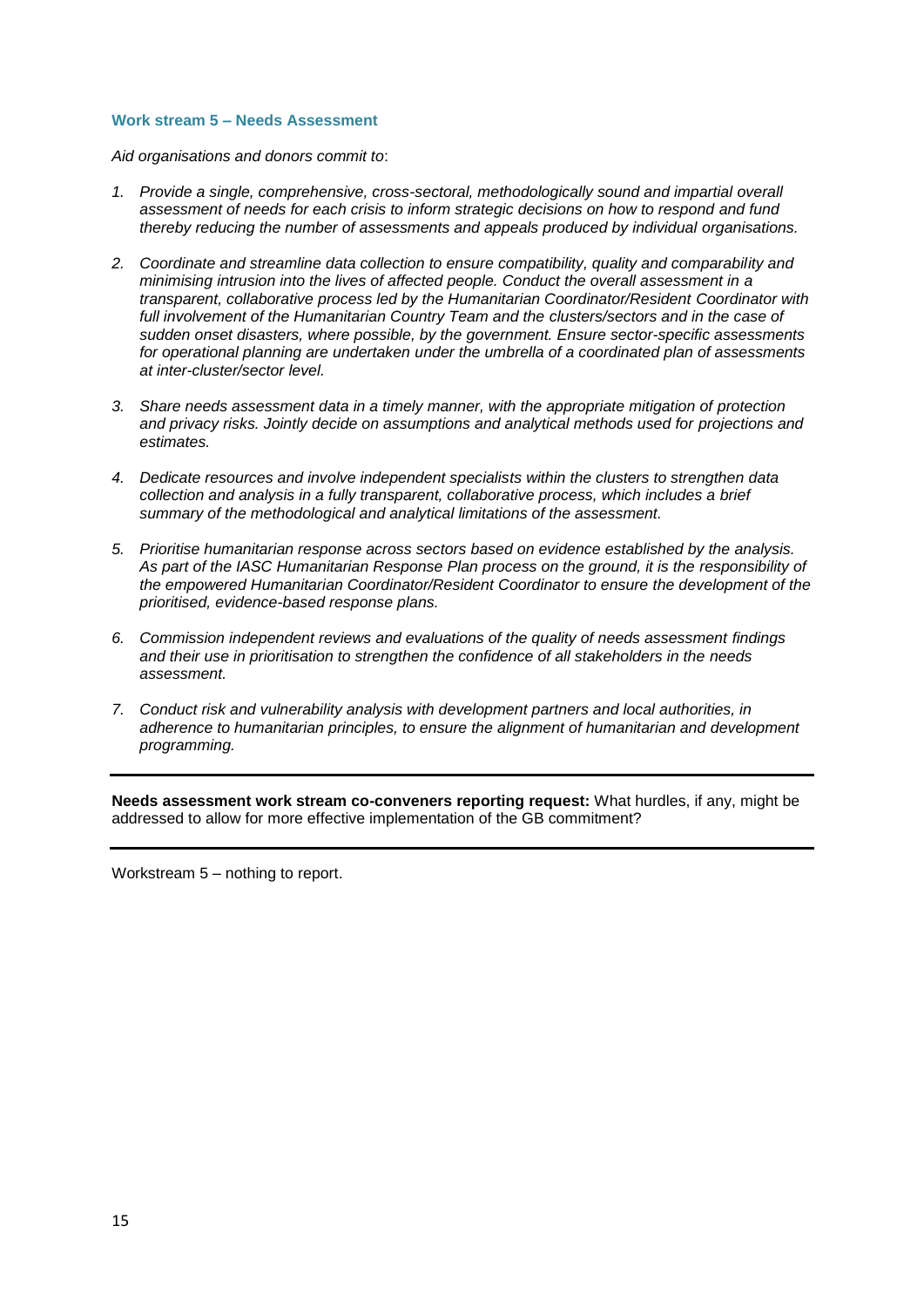### Work stream 5 – Needs Assessment

*Aid organisations and donors commit to*:

1. *Provide a single, comprehensive, cross-sectoral, methodologically sound and impartial overall assessment of needs for each crisis to inform strategic decisions on how to respond and fund thereby reducing the number of assessments and appeals produced by individual organisations.*

2. *Coordinate and streamline data collection to ensure compatibility, quality and comparability and minimising intrusion into the lives of affected people. Conduct the overall assessment in a transparent, collaborative process led by the Humanitarian Coordinator/Resident Coordinator with full involvement of the Humanitarian Country Team and the clusters/sectors and in the case of sudden onset disasters, where possible, by the government. Ensure sector-specific assessments for operational planning are undertaken under the umbrella of a coordinated plan of assessments at inter-cluster/sector level.*

3. *Share needs assessment data in a timely manner, with the appropriate mitigation of protection and privacy risks. Jointly decide on assumptions and analytical methods used for projections and estimates.*

4. *Dedicate resources and involve independent specialists within the clusters to strengthen data collection and analysis in a fully transparent, collaborative process, which includes a brief summary of the methodological and analytical limitations of the assessment.*

5. *Prioritise humanitarian response across sectors based on evidence established by the analysis. As part of the IASC Humanitarian Response Plan process on the ground, it is the responsibility of the empowered Humanitarian Coordinator/Resident Coordinator to ensure the development of the prioritised, evidence-based response plans.*

6. *Commission independent reviews and evaluations of the quality of needs assessment findings and their use in prioritisation to strengthen the confidence of all stakeholders in the needs assessment.*

7. *Conduct risk and vulnerability analysis with development partners and local authorities, in adherence to humanitarian principles, to ensure the alignment of humanitarian and development programming.*

---

**Needs assessment work stream co-conveners reporting request:** What hurdles, if any, might be addressed to allow for more effective implementation of the GB commitment?

---

Workstream 5 – nothing to report.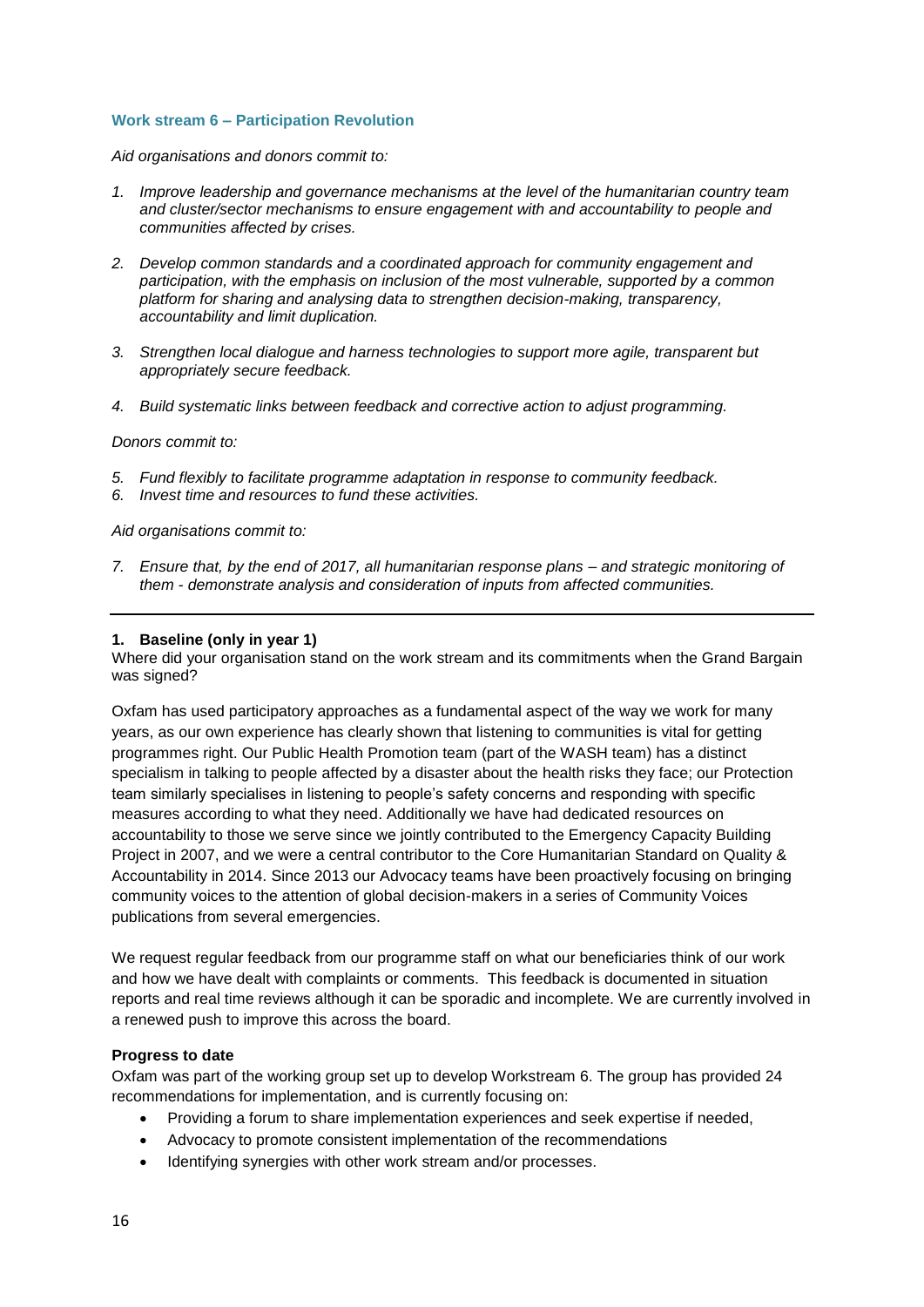### Work stream 6 – Participation Revolution

*Aid organisations and donors commit to:*

1. *Improve leadership and governance mechanisms at the level of the humanitarian country team and cluster/sector mechanisms to ensure engagement with and accountability to people and communities affected by crises.*

2. *Develop common standards and a coordinated approach for community engagement and participation, with the emphasis on inclusion of the most vulnerable, supported by a common platform for sharing and analysing data to strengthen decision-making, transparency, accountability and limit duplication.*

3. *Strengthen local dialogue and harness technologies to support more agile, transparent but appropriately secure feedback.*

4. *Build systematic links between feedback and corrective action to adjust programming.*

*Donors commit to:*

5. *Fund flexibly to facilitate programme adaptation in response to community feedback.*
6. *Invest time and resources to fund these activities.*

*Aid organisations commit to:*

7. *Ensure that, by the end of 2017, all humanitarian response plans – and strategic monitoring of them - demonstrate analysis and consideration of inputs from affected communities.*

---

**1. Baseline (only in year 1)**

Where did your organisation stand on the work stream and its commitments when the Grand Bargain was signed?

Oxfam has used participatory approaches as a fundamental aspect of the way we work for many years, as our own experience has clearly shown that listening to communities is vital for getting programmes right. Our Public Health Promotion team (part of the WASH team) has a distinct specialism in talking to people affected by a disaster about the health risks they face; our Protection team similarly specialises in listening to people's safety concerns and responding with specific measures according to what they need. Additionally we have had dedicated resources on accountability to those we serve since we jointly contributed to the Emergency Capacity Building Project in 2007, and we were a central contributor to the Core Humanitarian Standard on Quality & Accountability in 2014. Since 2013 our Advocacy teams have been proactively focusing on bringing community voices to the attention of global decision-makers in a series of Community Voices publications from several emergencies.

We request regular feedback from our programme staff on what our beneficiaries think of our work and how we have dealt with complaints or comments. This feedback is documented in situation reports and real time reviews although it can be sporadic and incomplete. We are currently involved in a renewed push to improve this across the board.

**Progress to date**

Oxfam was part of the working group set up to develop Workstream 6. The group has provided 24 recommendations for implementation, and is currently focusing on:

- Providing a forum to share implementation experiences and seek expertise if needed,
- Advocacy to promote consistent implementation of the recommendations
- Identifying synergies with other work stream and/or processes.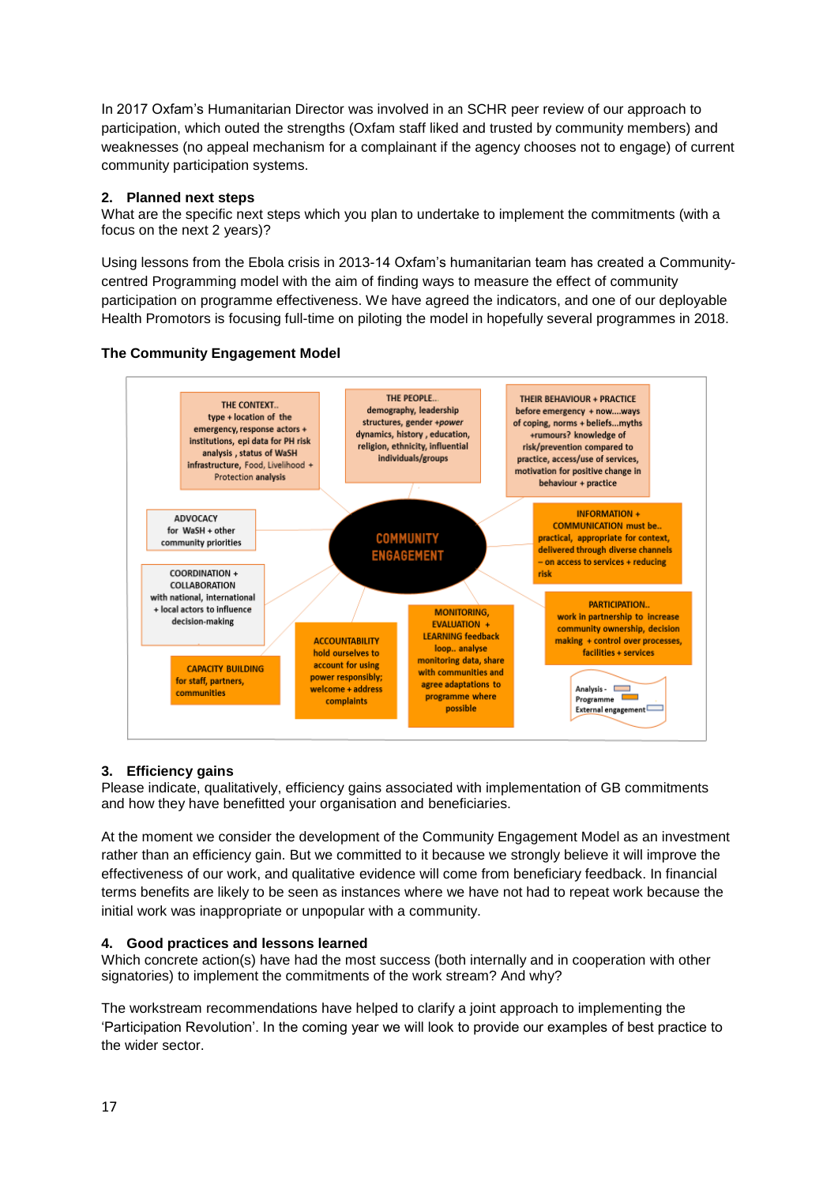In 2017 Oxfam's Humanitarian Director was involved in an SCHR peer review of our approach to participation, which outed the strengths (Oxfam staff liked and trusted by community members) and weaknesses (no appeal mechanism for a complainant if the agency chooses not to engage) of current community participation systems.

## 2. Planned next steps

What are the specific next steps which you plan to undertake to implement the commitments (with a focus on the next 2 years)?

Using lessons from the Ebola crisis in 2013-14 Oxfam's humanitarian team has created a Community-centred Programming model with the aim of finding ways to measure the effect of community participation on programme effectiveness. We have agreed the indicators, and one of our deployable Health Promotors is focusing full-time on piloting the model in hopefully several programmes in 2018.

**The Community Engagement Model**

COMMUNITY ENGAGEMENT

THE CONTEXT.. type + location of the emergency, response actors + institutions, epi data for PH risk analysis , status of WaSH infrastructure, Food, Livelihood + Protection analysis

THE PEOPLE.. demography, leadership structures, gender +power dynamics, history , education, religion, ethnicity, influential individuals/groups

THEIR BEHAVIOUR + PRACTICE before emergency + now....ways of coping, norms + beliefs...myths +rumours? knowledge of risk/prevention compared to practice, access/use of services, motivation for positive change in behaviour + practice

ADVOCACY for WaSH + other community priorities

INFORMATION + COMMUNICATION must be.. practical, appropriate for context, delivered through diverse channels – on access to services + reducing risk

COORDINATION + COLLABORATION with national, international + local actors to influence decision-making

PARTICIPATION.. work in partnership to increase community ownership, decision making + control over processes, facilities + services

CAPACITY BUILDING for staff, partners, communities

ACCOUNTABILITY hold ourselves to account for using power responsibly; welcome + address complaints

MONITORING, EVALUATION + LEARNING feedback loop.. analyse monitoring data, share with communities and agree adaptations to programme where possible

Analysis - Programme External engagement

## 3. Efficiency gains

Please indicate, qualitatively, efficiency gains associated with implementation of GB commitments and how they have benefitted your organisation and beneficiaries.

At the moment we consider the development of the Community Engagement Model as an investment rather than an efficiency gain. But we committed to it because we strongly believe it will improve the effectiveness of our work, and qualitative evidence will come from beneficiary feedback. In financial terms benefits are likely to be seen as instances where we have not had to repeat work because the initial work was inappropriate or unpopular with a community.

## 4. Good practices and lessons learned

Which concrete action(s) have had the most success (both internally and in cooperation with other signatories) to implement the commitments of the work stream? And why?

The workstream recommendations have helped to clarify a joint approach to implementing the 'Participation Revolution'. In the coming year we will look to provide our examples of best practice to the wider sector.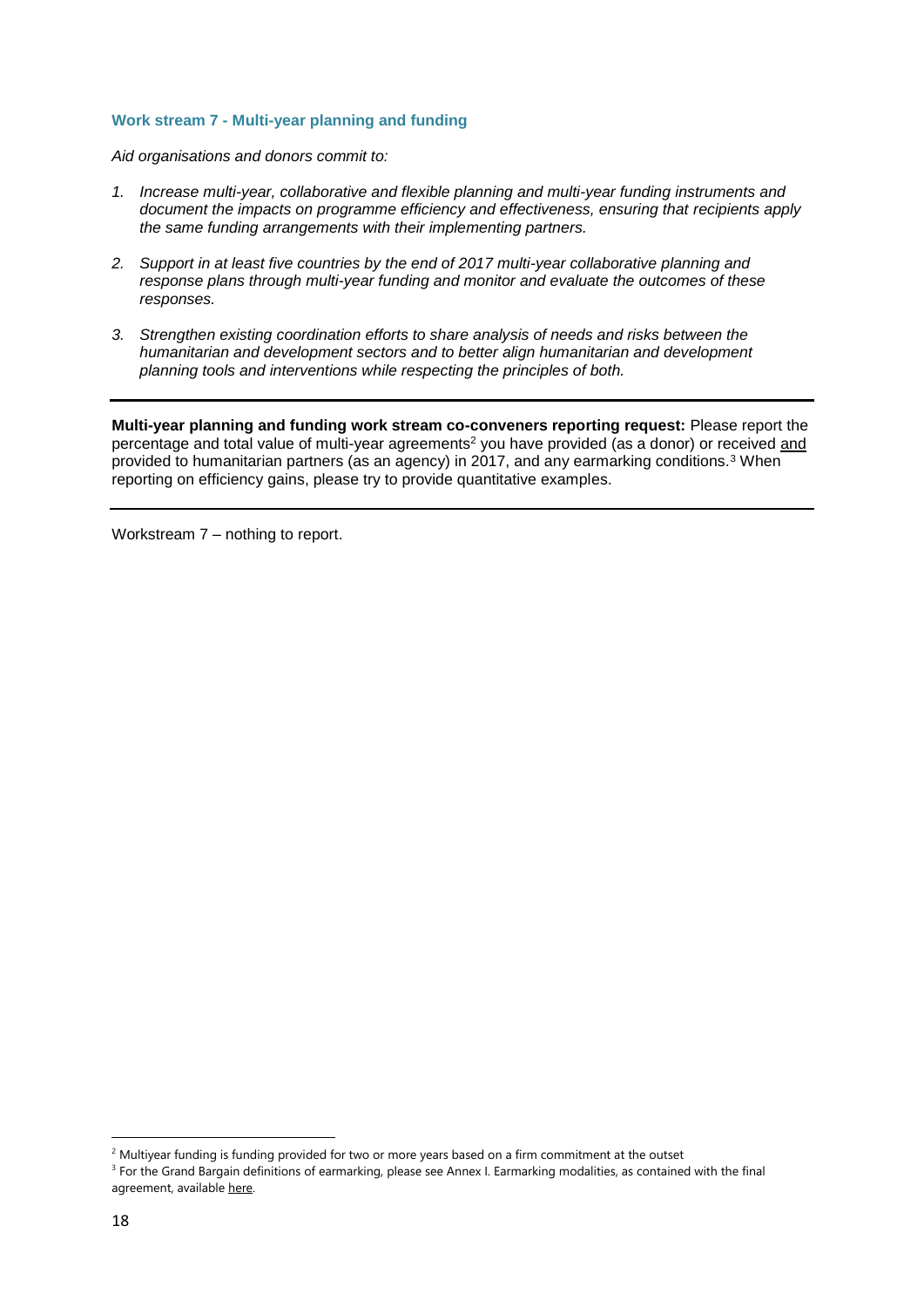### Work stream 7 - Multi-year planning and funding

*Aid organisations and donors commit to:*

1. *Increase multi-year, collaborative and flexible planning and multi-year funding instruments and document the impacts on programme efficiency and effectiveness, ensuring that recipients apply the same funding arrangements with their implementing partners.*

2. *Support in at least five countries by the end of 2017 multi-year collaborative planning and response plans through multi-year funding and monitor and evaluate the outcomes of these responses.*

3. *Strengthen existing coordination efforts to share analysis of needs and risks between the humanitarian and development sectors and to better align humanitarian and development planning tools and interventions while respecting the principles of both.*

---

**Multi-year planning and funding work stream co-conveners reporting request:** Please report the percentage and total value of multi-year agreements[2] you have provided (as a donor) or received and provided to humanitarian partners (as an agency) in 2017, and any earmarking conditions.[3] When reporting on efficiency gains, please try to provide quantitative examples.

---

Workstream 7 – nothing to report.

[2] Multiyear funding is funding provided for two or more years based on a firm commitment at the outset

[3] For the Grand Bargain definitions of earmarking, please see Annex I. Earmarking modalities, as contained with the final agreement, available here.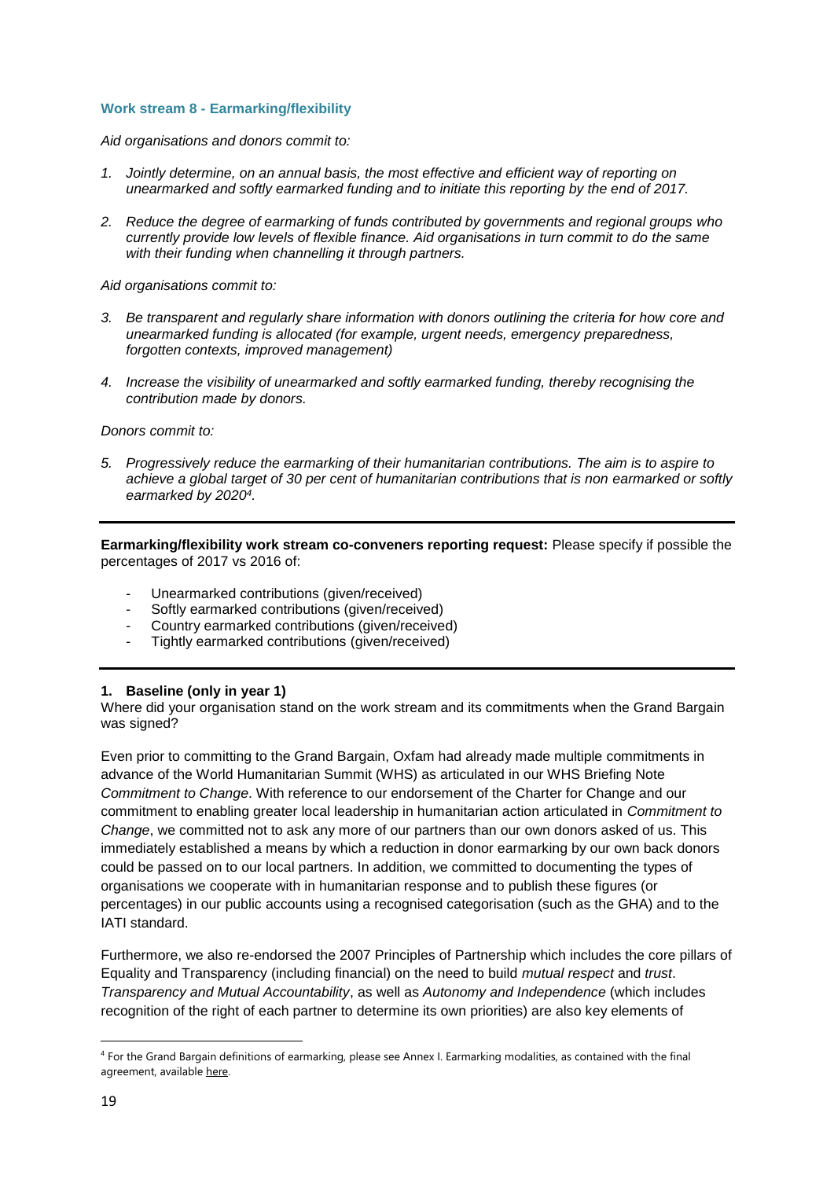### Work stream 8 - Earmarking/flexibility

*Aid organisations and donors commit to:*

1. *Jointly determine, on an annual basis, the most effective and efficient way of reporting on unearmarked and softly earmarked funding and to initiate this reporting by the end of 2017.*
2. *Reduce the degree of earmarking of funds contributed by governments and regional groups who currently provide low levels of flexible finance. Aid organisations in turn commit to do the same with their funding when channelling it through partners.*

*Aid organisations commit to:*

3. *Be transparent and regularly share information with donors outlining the criteria for how core and unearmarked funding is allocated (for example, urgent needs, emergency preparedness, forgotten contexts, improved management)*
4. *Increase the visibility of unearmarked and softly earmarked funding, thereby recognising the contribution made by donors.*

*Donors commit to:*

5. *Progressively reduce the earmarking of their humanitarian contributions. The aim is to aspire to achieve a global target of 30 per cent of humanitarian contributions that is non earmarked or softly earmarked by 2020[4].*

---

**Earmarking/flexibility work stream co-conveners reporting request:** Please specify if possible the percentages of 2017 vs 2016 of:

- Unearmarked contributions (given/received)
- Softly earmarked contributions (given/received)
- Country earmarked contributions (given/received)
- Tightly earmarked contributions (given/received)

---

#### 1. Baseline (only in year 1)

Where did your organisation stand on the work stream and its commitments when the Grand Bargain was signed?

Even prior to committing to the Grand Bargain, Oxfam had already made multiple commitments in advance of the World Humanitarian Summit (WHS) as articulated in our WHS Briefing Note *Commitment to Change*. With reference to our endorsement of the Charter for Change and our commitment to enabling greater local leadership in humanitarian action articulated in *Commitment to Change*, we committed not to ask any more of our partners than our own donors asked of us. This immediately established a means by which a reduction in donor earmarking by our own back donors could be passed on to our local partners. In addition, we committed to documenting the types of organisations we cooperate with in humanitarian response and to publish these figures (or percentages) in our public accounts using a recognised categorisation (such as the GHA) and to the IATI standard.

Furthermore, we also re-endorsed the 2007 Principles of Partnership which includes the core pillars of Equality and Transparency (including financial) on the need to build *mutual respect* and *trust*. *Transparency and Mutual Accountability*, as well as *Autonomy and Independence* (which includes recognition of the right of each partner to determine its own priorities) are also key elements of

---

[4] For the Grand Bargain definitions of earmarking, please see Annex I. Earmarking modalities, as contained with the final agreement, available here.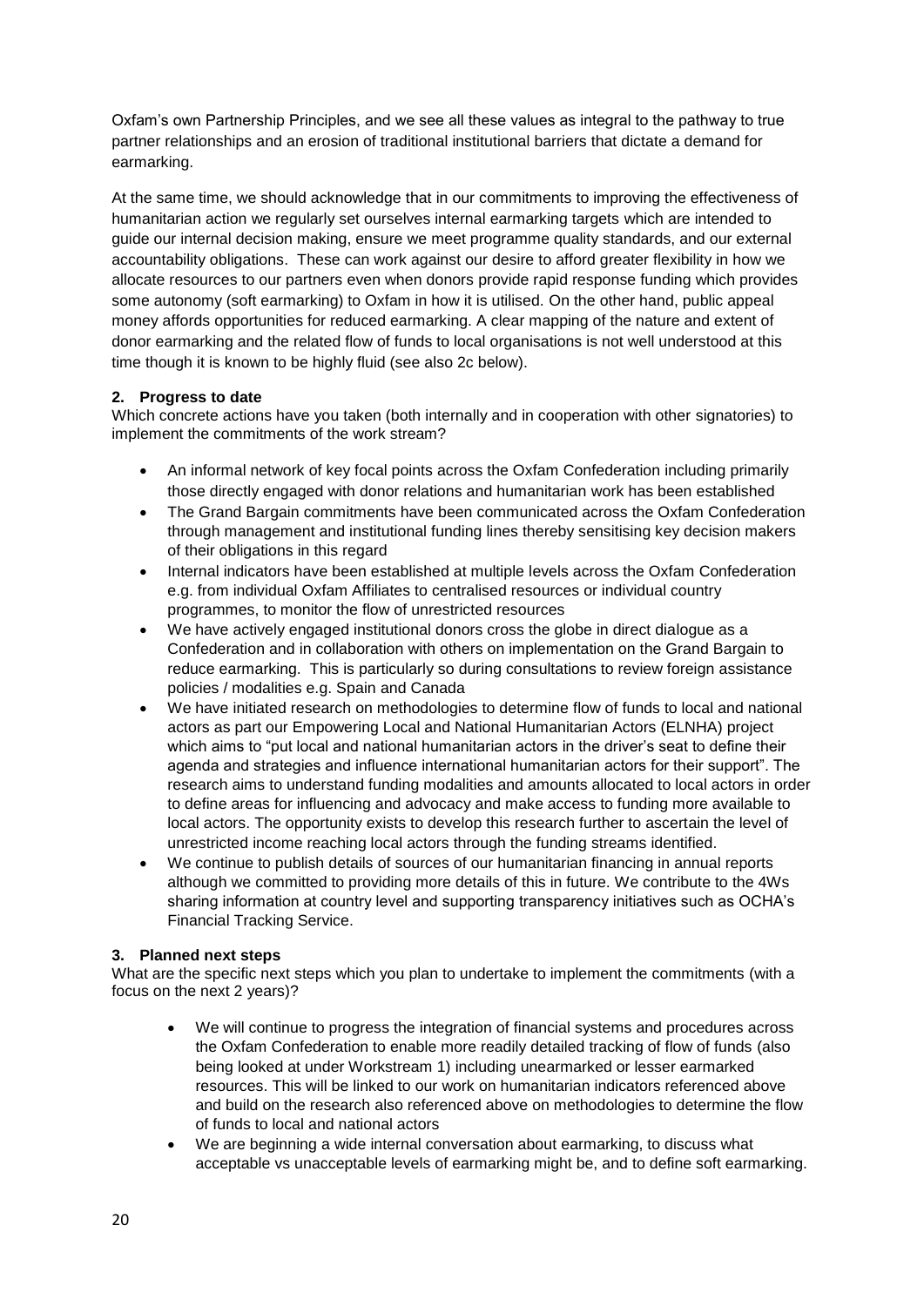Oxfam's own Partnership Principles, and we see all these values as integral to the pathway to true partner relationships and an erosion of traditional institutional barriers that dictate a demand for earmarking.

At the same time, we should acknowledge that in our commitments to improving the effectiveness of humanitarian action we regularly set ourselves internal earmarking targets which are intended to guide our internal decision making, ensure we meet programme quality standards, and our external accountability obligations. These can work against our desire to afford greater flexibility in how we allocate resources to our partners even when donors provide rapid response funding which provides some autonomy (soft earmarking) to Oxfam in how it is utilised. On the other hand, public appeal money affords opportunities for reduced earmarking. A clear mapping of the nature and extent of donor earmarking and the related flow of funds to local organisations is not well understood at this time though it is known to be highly fluid (see also 2c below).

**2. Progress to date**

Which concrete actions have you taken (both internally and in cooperation with other signatories) to implement the commitments of the work stream?

- An informal network of key focal points across the Oxfam Confederation including primarily those directly engaged with donor relations and humanitarian work has been established
- The Grand Bargain commitments have been communicated across the Oxfam Confederation through management and institutional funding lines thereby sensitising key decision makers of their obligations in this regard
- Internal indicators have been established at multiple levels across the Oxfam Confederation e.g. from individual Oxfam Affiliates to centralised resources or individual country programmes, to monitor the flow of unrestricted resources
- We have actively engaged institutional donors cross the globe in direct dialogue as a Confederation and in collaboration with others on implementation on the Grand Bargain to reduce earmarking. This is particularly so during consultations to review foreign assistance policies / modalities e.g. Spain and Canada
- We have initiated research on methodologies to determine flow of funds to local and national actors as part our Empowering Local and National Humanitarian Actors (ELNHA) project which aims to "put local and national humanitarian actors in the driver's seat to define their agenda and strategies and influence international humanitarian actors for their support". The research aims to understand funding modalities and amounts allocated to local actors in order to define areas for influencing and advocacy and make access to funding more available to local actors. The opportunity exists to develop this research further to ascertain the level of unrestricted income reaching local actors through the funding streams identified.
- We continue to publish details of sources of our humanitarian financing in annual reports although we committed to providing more details of this in future. We contribute to the 4Ws sharing information at country level and supporting transparency initiatives such as OCHA's Financial Tracking Service.

**3. Planned next steps**

What are the specific next steps which you plan to undertake to implement the commitments (with a focus on the next 2 years)?

- We will continue to progress the integration of financial systems and procedures across the Oxfam Confederation to enable more readily detailed tracking of flow of funds (also being looked at under Workstream 1) including unearmarked or lesser earmarked resources. This will be linked to our work on humanitarian indicators referenced above and build on the research also referenced above on methodologies to determine the flow of funds to local and national actors
- We are beginning a wide internal conversation about earmarking, to discuss what acceptable vs unacceptable levels of earmarking might be, and to define soft earmarking.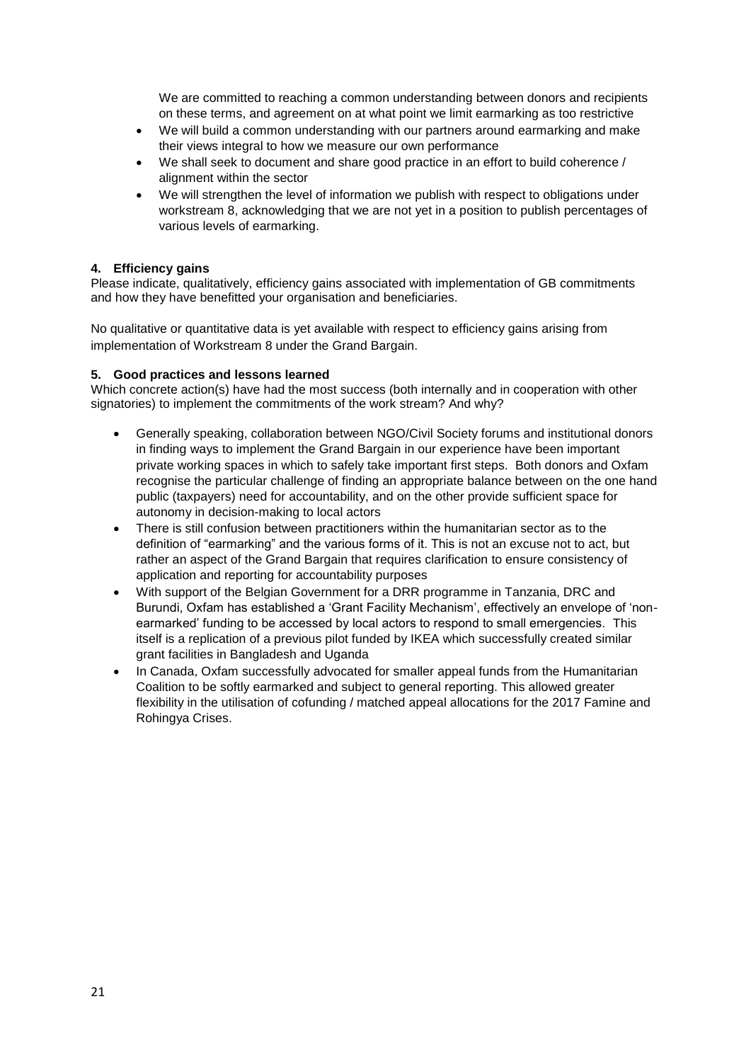We are committed to reaching a common understanding between donors and recipients on these terms, and agreement on at what point we limit earmarking as too restrictive

- We will build a common understanding with our partners around earmarking and make their views integral to how we measure our own performance
- We shall seek to document and share good practice in an effort to build coherence / alignment within the sector
- We will strengthen the level of information we publish with respect to obligations under workstream 8, acknowledging that we are not yet in a position to publish percentages of various levels of earmarking.

**4. Efficiency gains**

Please indicate, qualitatively, efficiency gains associated with implementation of GB commitments and how they have benefitted your organisation and beneficiaries.

No qualitative or quantitative data is yet available with respect to efficiency gains arising from implementation of Workstream 8 under the Grand Bargain.

**5. Good practices and lessons learned**

Which concrete action(s) have had the most success (both internally and in cooperation with other signatories) to implement the commitments of the work stream? And why?

- Generally speaking, collaboration between NGO/Civil Society forums and institutional donors in finding ways to implement the Grand Bargain in our experience have been important private working spaces in which to safely take important first steps. Both donors and Oxfam recognise the particular challenge of finding an appropriate balance between on the one hand public (taxpayers) need for accountability, and on the other provide sufficient space for autonomy in decision-making to local actors
- There is still confusion between practitioners within the humanitarian sector as to the definition of "earmarking" and the various forms of it. This is not an excuse not to act, but rather an aspect of the Grand Bargain that requires clarification to ensure consistency of application and reporting for accountability purposes
- With support of the Belgian Government for a DRR programme in Tanzania, DRC and Burundi, Oxfam has established a 'Grant Facility Mechanism', effectively an envelope of 'non-earmarked' funding to be accessed by local actors to respond to small emergencies. This itself is a replication of a previous pilot funded by IKEA which successfully created similar grant facilities in Bangladesh and Uganda
- In Canada, Oxfam successfully advocated for smaller appeal funds from the Humanitarian Coalition to be softly earmarked and subject to general reporting. This allowed greater flexibility in the utilisation of cofunding / matched appeal allocations for the 2017 Famine and Rohingya Crises.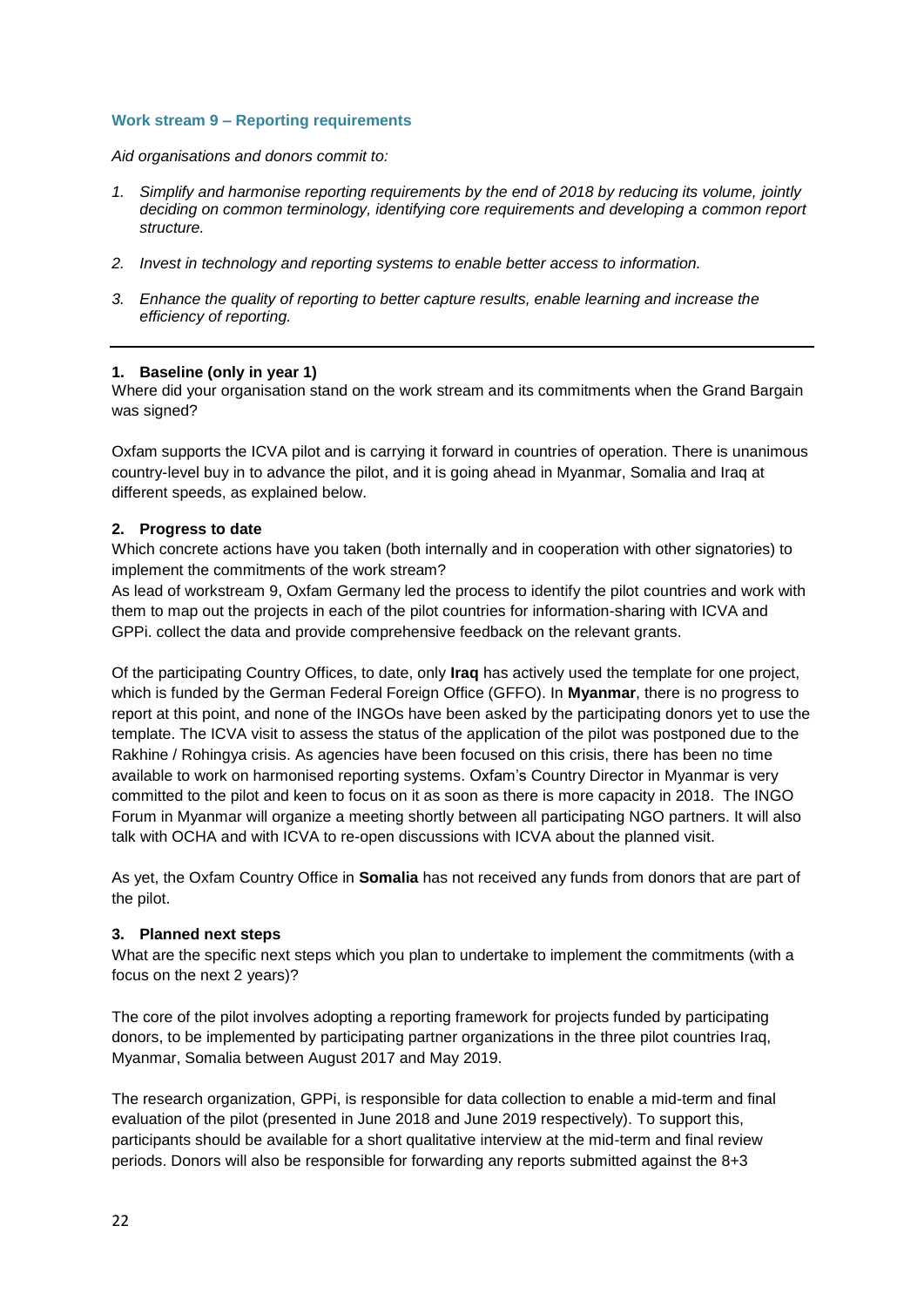### Work stream 9 – Reporting requirements

*Aid organisations and donors commit to:*

1. *Simplify and harmonise reporting requirements by the end of 2018 by reducing its volume, jointly deciding on common terminology, identifying core requirements and developing a common report structure.*
2. *Invest in technology and reporting systems to enable better access to information.*
3. *Enhance the quality of reporting to better capture results, enable learning and increase the efficiency of reporting.*

---

#### 1. Baseline (only in year 1)

Where did your organisation stand on the work stream and its commitments when the Grand Bargain was signed?

Oxfam supports the ICVA pilot and is carrying it forward in countries of operation. There is unanimous country-level buy in to advance the pilot, and it is going ahead in Myanmar, Somalia and Iraq at different speeds, as explained below.

#### 2. Progress to date

Which concrete actions have you taken (both internally and in cooperation with other signatories) to implement the commitments of the work stream?

As lead of workstream 9, Oxfam Germany led the process to identify the pilot countries and work with them to map out the projects in each of the pilot countries for information-sharing with ICVA and GPPi. collect the data and provide comprehensive feedback on the relevant grants.

Of the participating Country Offices, to date, only **Iraq** has actively used the template for one project, which is funded by the German Federal Foreign Office (GFFO). In **Myanmar**, there is no progress to report at this point, and none of the INGOs have been asked by the participating donors yet to use the template. The ICVA visit to assess the status of the application of the pilot was postponed due to the Rakhine / Rohingya crisis. As agencies have been focused on this crisis, there has been no time available to work on harmonised reporting systems. Oxfam's Country Director in Myanmar is very committed to the pilot and keen to focus on it as soon as there is more capacity in 2018. The INGO Forum in Myanmar will organize a meeting shortly between all participating NGO partners. It will also talk with OCHA and with ICVA to re-open discussions with ICVA about the planned visit.

As yet, the Oxfam Country Office in **Somalia** has not received any funds from donors that are part of the pilot.

#### 3. Planned next steps

What are the specific next steps which you plan to undertake to implement the commitments (with a focus on the next 2 years)?

The core of the pilot involves adopting a reporting framework for projects funded by participating donors, to be implemented by participating partner organizations in the three pilot countries Iraq, Myanmar, Somalia between August 2017 and May 2019.

The research organization, GPPi, is responsible for data collection to enable a mid-term and final evaluation of the pilot (presented in June 2018 and June 2019 respectively). To support this, participants should be available for a short qualitative interview at the mid-term and final review periods. Donors will also be responsible for forwarding any reports submitted against the 8+3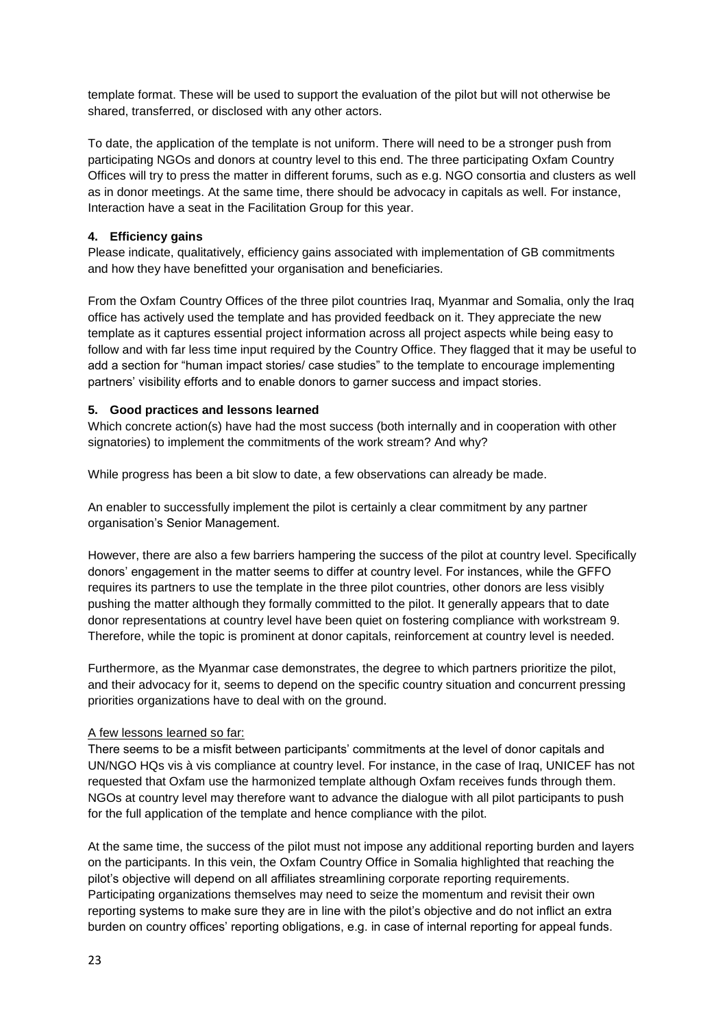template format. These will be used to support the evaluation of the pilot but will not otherwise be shared, transferred, or disclosed with any other actors.

To date, the application of the template is not uniform. There will need to be a stronger push from participating NGOs and donors at country level to this end. The three participating Oxfam Country Offices will try to press the matter in different forums, such as e.g. NGO consortia and clusters as well as in donor meetings. At the same time, there should be advocacy in capitals as well. For instance, Interaction have a seat in the Facilitation Group for this year.

#### 4. Efficiency gains

Please indicate, qualitatively, efficiency gains associated with implementation of GB commitments and how they have benefitted your organisation and beneficiaries.

From the Oxfam Country Offices of the three pilot countries Iraq, Myanmar and Somalia, only the Iraq office has actively used the template and has provided feedback on it. They appreciate the new template as it captures essential project information across all project aspects while being easy to follow and with far less time input required by the Country Office. They flagged that it may be useful to add a section for "human impact stories/ case studies" to the template to encourage implementing partners' visibility efforts and to enable donors to garner success and impact stories.

#### 5. Good practices and lessons learned

Which concrete action(s) have had the most success (both internally and in cooperation with other signatories) to implement the commitments of the work stream? And why?

While progress has been a bit slow to date, a few observations can already be made.

An enabler to successfully implement the pilot is certainly a clear commitment by any partner organisation's Senior Management.

However, there are also a few barriers hampering the success of the pilot at country level. Specifically donors' engagement in the matter seems to differ at country level. For instances, while the GFFO requires its partners to use the template in the three pilot countries, other donors are less visibly pushing the matter although they formally committed to the pilot. It generally appears that to date donor representations at country level have been quiet on fostering compliance with workstream 9. Therefore, while the topic is prominent at donor capitals, reinforcement at country level is needed.

Furthermore, as the Myanmar case demonstrates, the degree to which partners prioritize the pilot, and their advocacy for it, seems to depend on the specific country situation and concurrent pressing priorities organizations have to deal with on the ground.

A few lessons learned so far:

There seems to be a misfit between participants' commitments at the level of donor capitals and UN/NGO HQs vis à vis compliance at country level. For instance, in the case of Iraq, UNICEF has not requested that Oxfam use the harmonized template although Oxfam receives funds through them. NGOs at country level may therefore want to advance the dialogue with all pilot participants to push for the full application of the template and hence compliance with the pilot.

At the same time, the success of the pilot must not impose any additional reporting burden and layers on the participants. In this vein, the Oxfam Country Office in Somalia highlighted that reaching the pilot's objective will depend on all affiliates streamlining corporate reporting requirements. Participating organizations themselves may need to seize the momentum and revisit their own reporting systems to make sure they are in line with the pilot's objective and do not inflict an extra burden on country offices' reporting obligations, e.g. in case of internal reporting for appeal funds.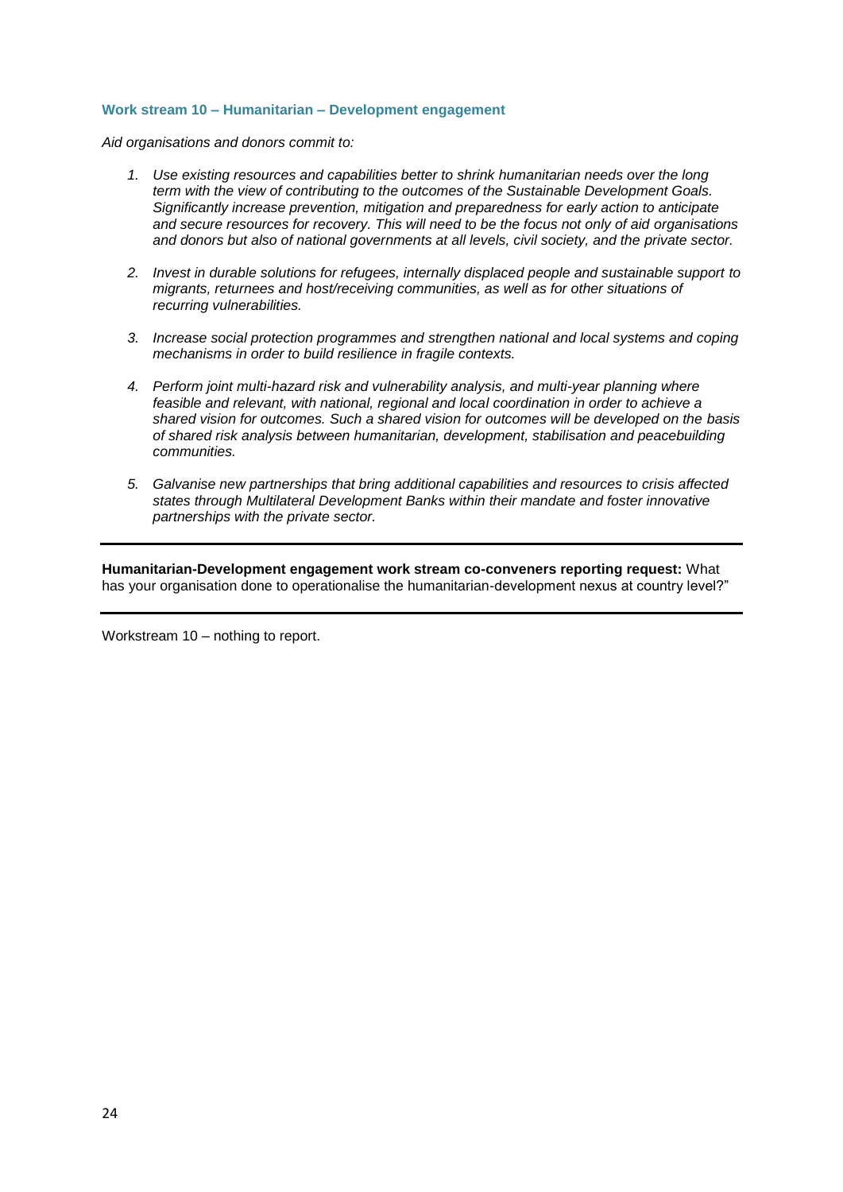### Work stream 10 – Humanitarian – Development engagement

*Aid organisations and donors commit to:*

1. *Use existing resources and capabilities better to shrink humanitarian needs over the long term with the view of contributing to the outcomes of the Sustainable Development Goals. Significantly increase prevention, mitigation and preparedness for early action to anticipate and secure resources for recovery. This will need to be the focus not only of aid organisations and donors but also of national governments at all levels, civil society, and the private sector.*

2. *Invest in durable solutions for refugees, internally displaced people and sustainable support to migrants, returnees and host/receiving communities, as well as for other situations of recurring vulnerabilities.*

3. *Increase social protection programmes and strengthen national and local systems and coping mechanisms in order to build resilience in fragile contexts.*

4. *Perform joint multi-hazard risk and vulnerability analysis, and multi-year planning where feasible and relevant, with national, regional and local coordination in order to achieve a shared vision for outcomes. Such a shared vision for outcomes will be developed on the basis of shared risk analysis between humanitarian, development, stabilisation and peacebuilding communities.*

5. *Galvanise new partnerships that bring additional capabilities and resources to crisis affected states through Multilateral Development Banks within their mandate and foster innovative partnerships with the private sector.*

---

**Humanitarian-Development engagement work stream co-conveners reporting request:** What has your organisation done to operationalise the humanitarian-development nexus at country level?"

---

Workstream 10 – nothing to report.